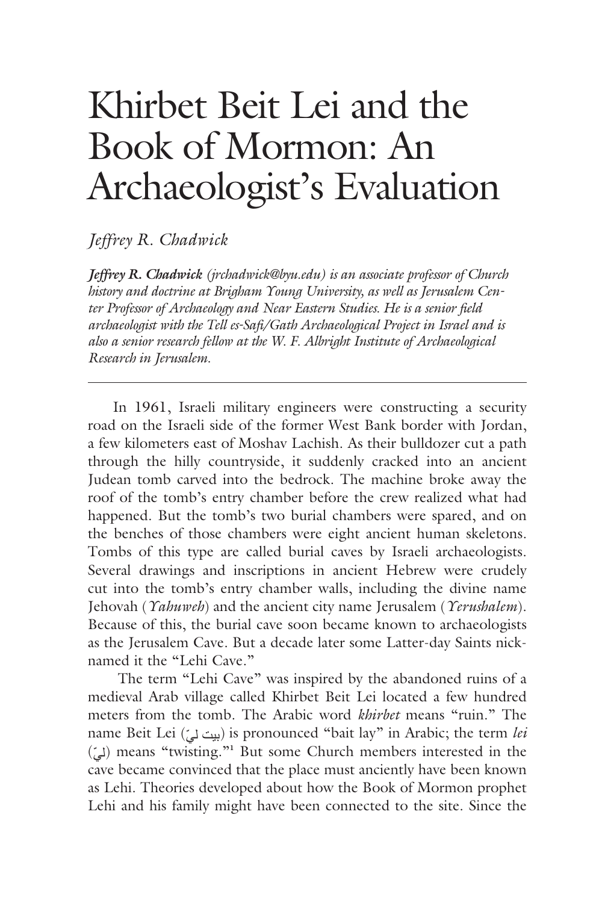# Khirbet Beit Lei and the Book of Mormon: An Archaeologist's Evaluation

*Jeffrey R. Chadwick*

***Jeffrey R. Chadwick** (jrchadwick@byu.edu) is an associate professor of Church history and doctrine at Brigham Young University, as well as Jerusalem Center Professor of Archaeology and Near Eastern Studies. He is a senior field archaeologist with the Tell es-Safi/Gath Archaeological Project in Israel and is also a senior research fellow at the W. F. Albright Institute of Archaeological Research in Jerusalem.*

---

In 1961, Israeli military engineers were constructing a security road on the Israeli side of the former West Bank border with Jordan, a few kilometers east of Moshav Lachish. As their bulldozer cut a path through the hilly countryside, it suddenly cracked into an ancient Judean tomb carved into the bedrock. The machine broke away the roof of the tomb's entry chamber before the crew realized what had happened. But the tomb's two burial chambers were spared, and on the benches of those chambers were eight ancient human skeletons. Tombs of this type are called burial caves by Israeli archaeologists. Several drawings and inscriptions in ancient Hebrew were crudely cut into the tomb's entry chamber walls, including the divine name Jehovah (*Yahuweh*) and the ancient city name Jerusalem (*Yerushalem*). Because of this, the burial cave soon became known to archaeologists as the Jerusalem Cave. But a decade later some Latter-day Saints nicknamed it the "Lehi Cave."

The term "Lehi Cave" was inspired by the abandoned ruins of a medieval Arab village called Khirbet Beit Lei located a few hundred meters from the tomb. The Arabic word *khirbet* means "ruin." The name Beit Lei (بيت ليّ) is pronounced "bait lay" in Arabic; the term *lei* (ليّ) means "twisting."[1] But some Church members interested in the cave became convinced that the place must anciently have been known as Lehi. Theories developed about how the Book of Mormon prophet Lehi and his family might have been connected to the site. Since the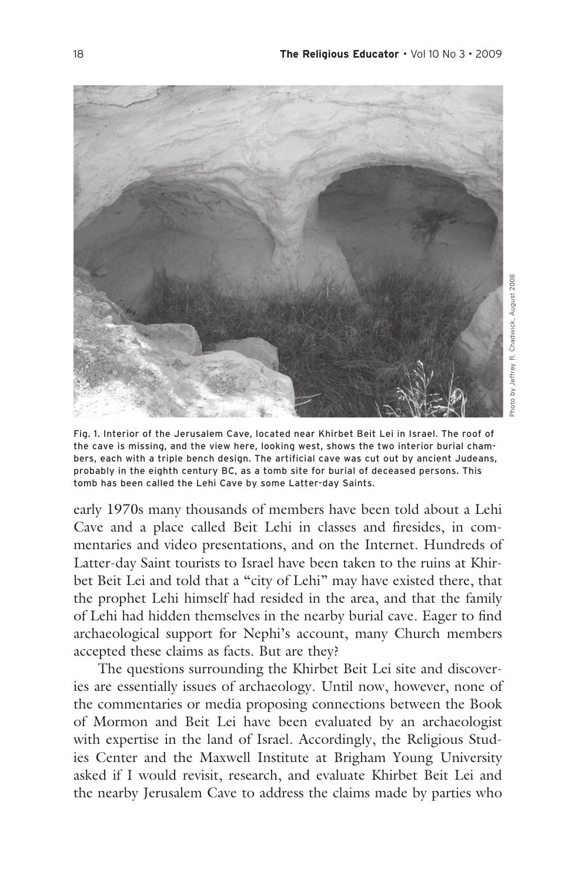Fig. 1. Interior of the Jerusalem Cave, located near Khirbet Beit Lei in Israel. The roof of the cave is missing, and the view here, looking west, shows the two interior burial chambers, each with a triple bench design. The artificial cave was cut out by ancient Judeans, probably in the eighth century BC, as a tomb site for burial of deceased persons. This tomb has been called the Lehi Cave by some Latter-day Saints.

Photo by Jeffrey R. Chadwick, August 2008

early 1970s many thousands of members have been told about a Lehi Cave and a place called Beit Lehi in classes and firesides, in commentaries and video presentations, and on the Internet. Hundreds of Latter-day Saint tourists to Israel have been taken to the ruins at Khirbet Beit Lei and told that a "city of Lehi" may have existed there, that the prophet Lehi himself had resided in the area, and that the family of Lehi had hidden themselves in the nearby burial cave. Eager to find archaeological support for Nephi's account, many Church members accepted these claims as facts. But are they?

The questions surrounding the Khirbet Beit Lei site and discoveries are essentially issues of archaeology. Until now, however, none of the commentaries or media proposing connections between the Book of Mormon and Beit Lei have been evaluated by an archaeologist with expertise in the land of Israel. Accordingly, the Religious Studies Center and the Maxwell Institute at Brigham Young University asked if I would revisit, research, and evaluate Khirbet Beit Lei and the nearby Jerusalem Cave to address the claims made by parties who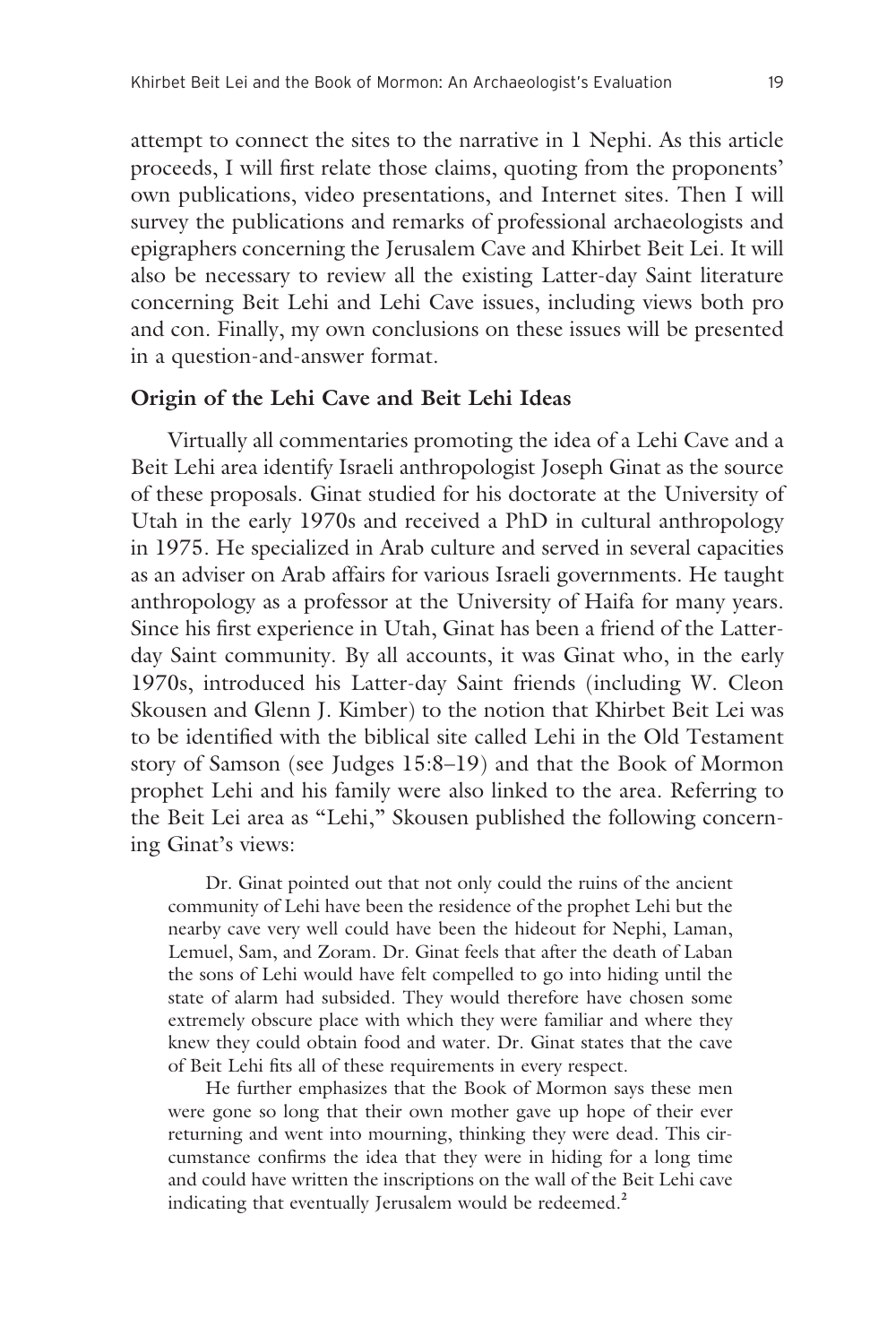attempt to connect the sites to the narrative in 1 Nephi. As this article proceeds, I will first relate those claims, quoting from the proponents' own publications, video presentations, and Internet sites. Then I will survey the publications and remarks of professional archaeologists and epigraphers concerning the Jerusalem Cave and Khirbet Beit Lei. It will also be necessary to review all the existing Latter-day Saint literature concerning Beit Lehi and Lehi Cave issues, including views both pro and con. Finally, my own conclusions on these issues will be presented in a question-and-answer format.

## Origin of the Lehi Cave and Beit Lehi Ideas

Virtually all commentaries promoting the idea of a Lehi Cave and a Beit Lehi area identify Israeli anthropologist Joseph Ginat as the source of these proposals. Ginat studied for his doctorate at the University of Utah in the early 1970s and received a PhD in cultural anthropology in 1975. He specialized in Arab culture and served in several capacities as an adviser on Arab affairs for various Israeli governments. He taught anthropology as a professor at the University of Haifa for many years. Since his first experience in Utah, Ginat has been a friend of the Latter-day Saint community. By all accounts, it was Ginat who, in the early 1970s, introduced his Latter-day Saint friends (including W. Cleon Skousen and Glenn J. Kimber) to the notion that Khirbet Beit Lei was to be identified with the biblical site called Lehi in the Old Testament story of Samson (see Judges 15:8–19) and that the Book of Mormon prophet Lehi and his family were also linked to the area. Referring to the Beit Lei area as "Lehi," Skousen published the following concerning Ginat's views:

> Dr. Ginat pointed out that not only could the ruins of the ancient community of Lehi have been the residence of the prophet Lehi but the nearby cave very well could have been the hideout for Nephi, Laman, Lemuel, Sam, and Zoram. Dr. Ginat feels that after the death of Laban the sons of Lehi would have felt compelled to go into hiding until the state of alarm had subsided. They would therefore have chosen some extremely obscure place with which they were familiar and where they knew they could obtain food and water. Dr. Ginat states that the cave of Beit Lehi fits all of these requirements in every respect.
>
> He further emphasizes that the Book of Mormon says these men were gone so long that their own mother gave up hope of their ever returning and went into mourning, thinking they were dead. This circumstance confirms the idea that they were in hiding for a long time and could have written the inscriptions on the wall of the Beit Lehi cave indicating that eventually Jerusalem would be redeemed.[2]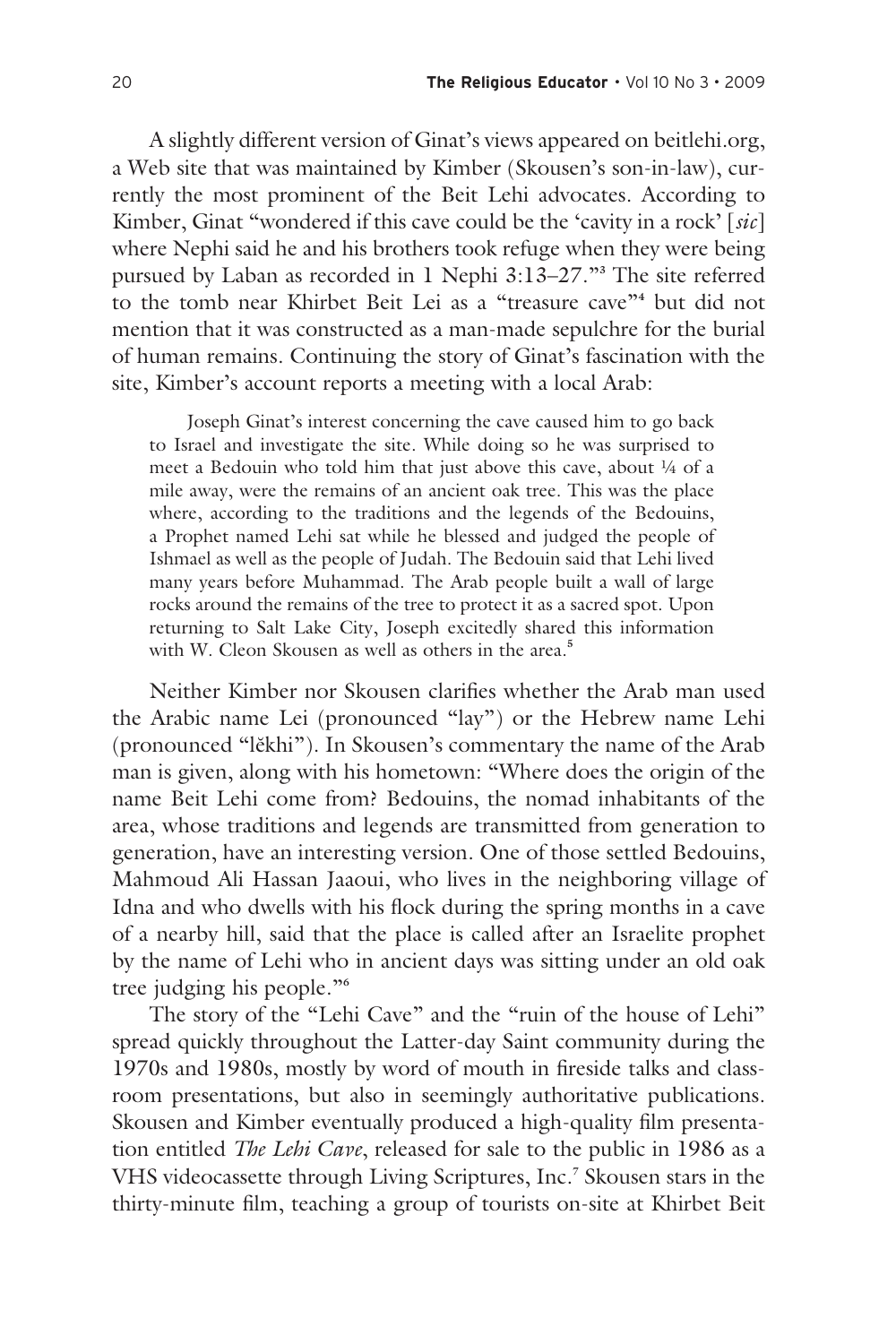A slightly different version of Ginat's views appeared on beitlehi.org, a Web site that was maintained by Kimber (Skousen's son-in-law), currently the most prominent of the Beit Lehi advocates. According to Kimber, Ginat "wondered if this cave could be the 'cavity in a rock' [*sic*] where Nephi said he and his brothers took refuge when they were being pursued by Laban as recorded in 1 Nephi 3:13–27."[3] The site referred to the tomb near Khirbet Beit Lei as a "treasure cave"[4] but did not mention that it was constructed as a man-made sepulchre for the burial of human remains. Continuing the story of Ginat's fascination with the site, Kimber's account reports a meeting with a local Arab:

> Joseph Ginat's interest concerning the cave caused him to go back to Israel and investigate the site. While doing so he was surprised to meet a Bedouin who told him that just above this cave, about ¼ of a mile away, were the remains of an ancient oak tree. This was the place where, according to the traditions and the legends of the Bedouins, a Prophet named Lehi sat while he blessed and judged the people of Ishmael as well as the people of Judah. The Bedouin said that Lehi lived many years before Muhammad. The Arab people built a wall of large rocks around the remains of the tree to protect it as a sacred spot. Upon returning to Salt Lake City, Joseph excitedly shared this information with W. Cleon Skousen as well as others in the area.[5]

Neither Kimber nor Skousen clarifies whether the Arab man used the Arabic name Lei (pronounced "lay") or the Hebrew name Lehi (pronounced "lĕkhi"). In Skousen's commentary the name of the Arab man is given, along with his hometown: "Where does the origin of the name Beit Lehi come from? Bedouins, the nomad inhabitants of the area, whose traditions and legends are transmitted from generation to generation, have an interesting version. One of those settled Bedouins, Mahmoud Ali Hassan Jaaoui, who lives in the neighboring village of Idna and who dwells with his flock during the spring months in a cave of a nearby hill, said that the place is called after an Israelite prophet by the name of Lehi who in ancient days was sitting under an old oak tree judging his people."[6]

The story of the "Lehi Cave" and the "ruin of the house of Lehi" spread quickly throughout the Latter-day Saint community during the 1970s and 1980s, mostly by word of mouth in fireside talks and classroom presentations, but also in seemingly authoritative publications. Skousen and Kimber eventually produced a high-quality film presentation entitled *The Lehi Cave*, released for sale to the public in 1986 as a VHS videocassette through Living Scriptures, Inc.[7] Skousen stars in the thirty-minute film, teaching a group of tourists on-site at Khirbet Beit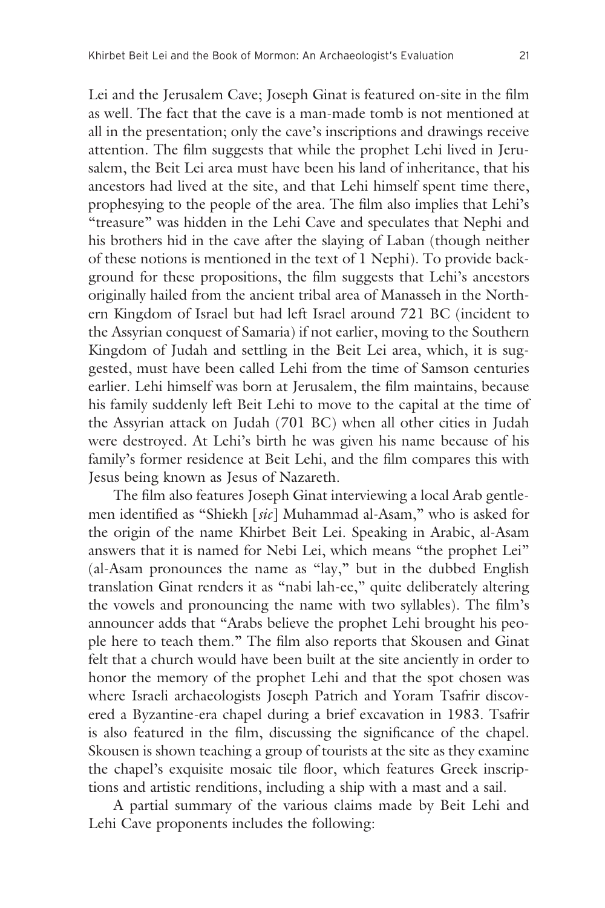Lei and the Jerusalem Cave; Joseph Ginat is featured on-site in the film as well. The fact that the cave is a man-made tomb is not mentioned at all in the presentation; only the cave's inscriptions and drawings receive attention. The film suggests that while the prophet Lehi lived in Jerusalem, the Beit Lei area must have been his land of inheritance, that his ancestors had lived at the site, and that Lehi himself spent time there, prophesying to the people of the area. The film also implies that Lehi's "treasure" was hidden in the Lehi Cave and speculates that Nephi and his brothers hid in the cave after the slaying of Laban (though neither of these notions is mentioned in the text of 1 Nephi). To provide background for these propositions, the film suggests that Lehi's ancestors originally hailed from the ancient tribal area of Manasseh in the Northern Kingdom of Israel but had left Israel around 721 BC (incident to the Assyrian conquest of Samaria) if not earlier, moving to the Southern Kingdom of Judah and settling in the Beit Lei area, which, it is suggested, must have been called Lehi from the time of Samson centuries earlier. Lehi himself was born at Jerusalem, the film maintains, because his family suddenly left Beit Lehi to move to the capital at the time of the Assyrian attack on Judah (701 BC) when all other cities in Judah were destroyed. At Lehi's birth he was given his name because of his family's former residence at Beit Lehi, and the film compares this with Jesus being known as Jesus of Nazareth.

The film also features Joseph Ginat interviewing a local Arab gentlemen identified as "Shiekh [*sic*] Muhammad al-Asam," who is asked for the origin of the name Khirbet Beit Lei. Speaking in Arabic, al-Asam answers that it is named for Nebi Lei, which means "the prophet Lei" (al-Asam pronounces the name as "lay," but in the dubbed English translation Ginat renders it as "nabi lah-ee," quite deliberately altering the vowels and pronouncing the name with two syllables). The film's announcer adds that "Arabs believe the prophet Lehi brought his people here to teach them." The film also reports that Skousen and Ginat felt that a church would have been built at the site anciently in order to honor the memory of the prophet Lehi and that the spot chosen was where Israeli archaeologists Joseph Patrich and Yoram Tsafrir discovered a Byzantine-era chapel during a brief excavation in 1983. Tsafrir is also featured in the film, discussing the significance of the chapel. Skousen is shown teaching a group of tourists at the site as they examine the chapel's exquisite mosaic tile floor, which features Greek inscriptions and artistic renditions, including a ship with a mast and a sail.

A partial summary of the various claims made by Beit Lehi and Lehi Cave proponents includes the following: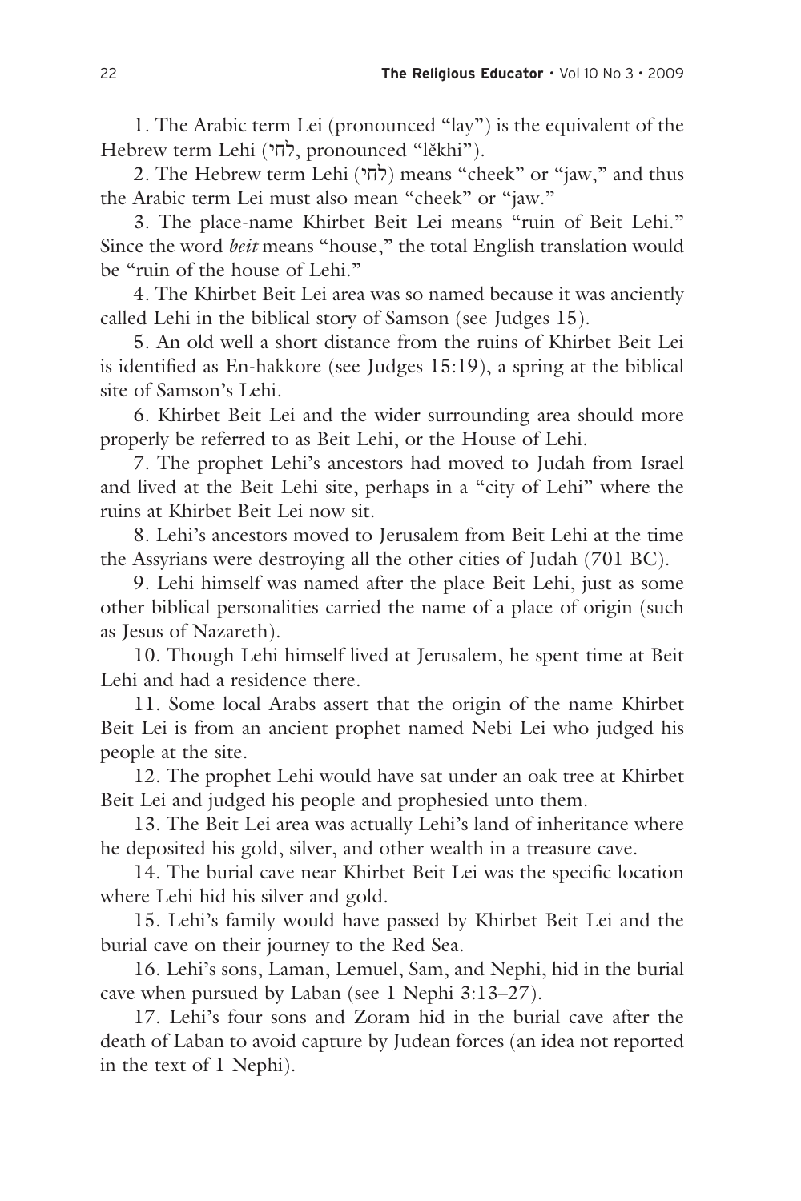1. The Arabic term Lei (pronounced "lay") is the equivalent of the Hebrew term Lehi (לחי, pronounced "lĕkhi").

2. The Hebrew term Lehi (לחי) means "cheek" or "jaw," and thus the Arabic term Lei must also mean "cheek" or "jaw."

3. The place-name Khirbet Beit Lei means "ruin of Beit Lehi." Since the word *beit* means "house," the total English translation would be "ruin of the house of Lehi."

4. The Khirbet Beit Lei area was so named because it was anciently called Lehi in the biblical story of Samson (see Judges 15).

5. An old well a short distance from the ruins of Khirbet Beit Lei is identified as En-hakkore (see Judges 15:19), a spring at the biblical site of Samson's Lehi.

6. Khirbet Beit Lei and the wider surrounding area should more properly be referred to as Beit Lehi, or the House of Lehi.

7. The prophet Lehi's ancestors had moved to Judah from Israel and lived at the Beit Lehi site, perhaps in a "city of Lehi" where the ruins at Khirbet Beit Lei now sit.

8. Lehi's ancestors moved to Jerusalem from Beit Lehi at the time the Assyrians were destroying all the other cities of Judah (701 BC).

9. Lehi himself was named after the place Beit Lehi, just as some other biblical personalities carried the name of a place of origin (such as Jesus of Nazareth).

10. Though Lehi himself lived at Jerusalem, he spent time at Beit Lehi and had a residence there.

11. Some local Arabs assert that the origin of the name Khirbet Beit Lei is from an ancient prophet named Nebi Lei who judged his people at the site.

12. The prophet Lehi would have sat under an oak tree at Khirbet Beit Lei and judged his people and prophesied unto them.

13. The Beit Lei area was actually Lehi's land of inheritance where he deposited his gold, silver, and other wealth in a treasure cave.

14. The burial cave near Khirbet Beit Lei was the specific location where Lehi hid his silver and gold.

15. Lehi's family would have passed by Khirbet Beit Lei and the burial cave on their journey to the Red Sea.

16. Lehi's sons, Laman, Lemuel, Sam, and Nephi, hid in the burial cave when pursued by Laban (see 1 Nephi 3:13–27).

17. Lehi's four sons and Zoram hid in the burial cave after the death of Laban to avoid capture by Judean forces (an idea not reported in the text of 1 Nephi).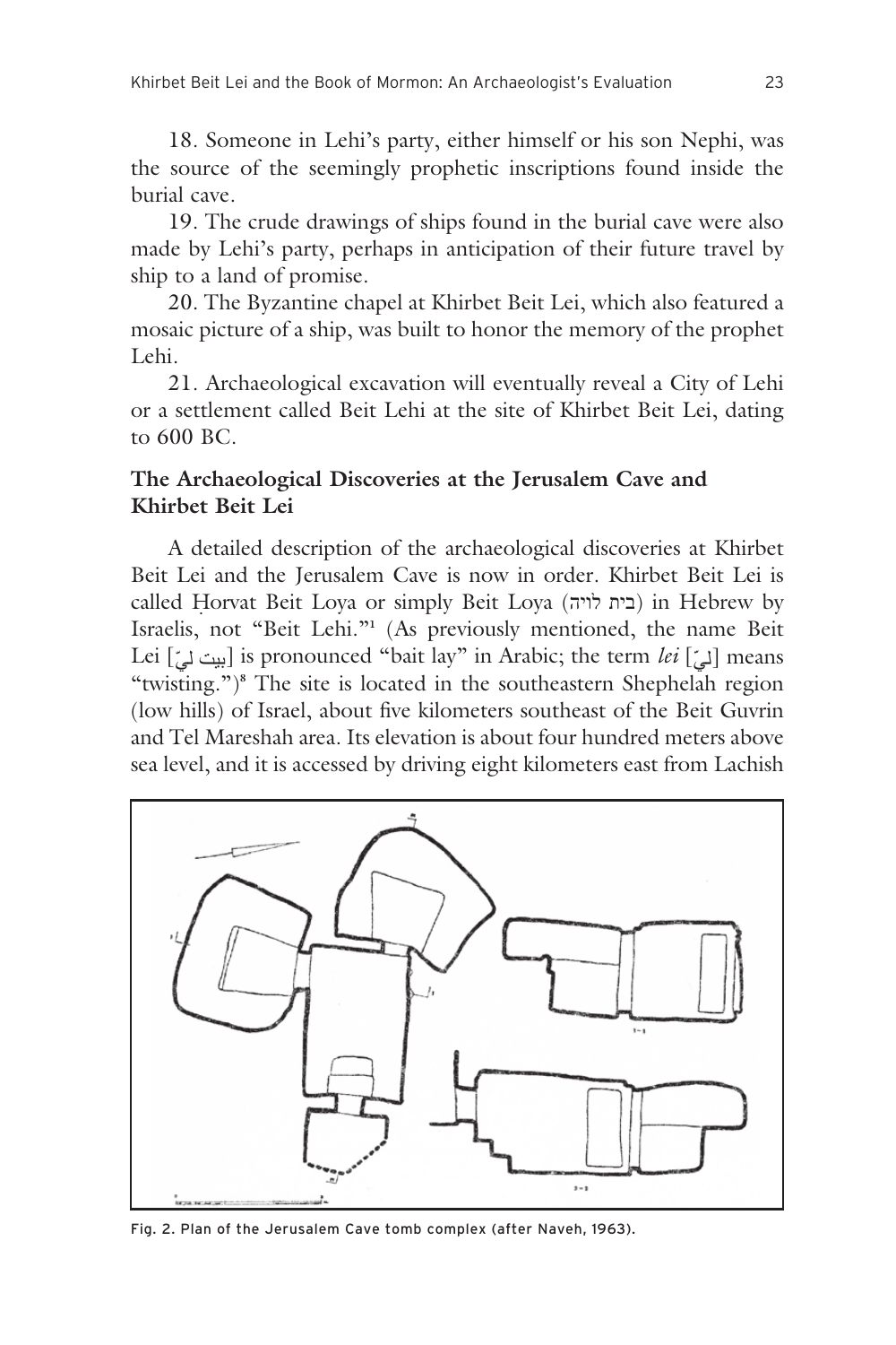18. Someone in Lehi's party, either himself or his son Nephi, was the source of the seemingly prophetic inscriptions found inside the burial cave.

19. The crude drawings of ships found in the burial cave were also made by Lehi's party, perhaps in anticipation of their future travel by ship to a land of promise.

20. The Byzantine chapel at Khirbet Beit Lei, which also featured a mosaic picture of a ship, was built to honor the memory of the prophet Lehi.

21. Archaeological excavation will eventually reveal a City of Lehi or a settlement called Beit Lehi at the site of Khirbet Beit Lei, dating to 600 BC.

## The Archaeological Discoveries at the Jerusalem Cave and Khirbet Beit Lei

A detailed description of the archaeological discoveries at Khirbet Beit Lei and the Jerusalem Cave is now in order. Khirbet Beit Lei is called Ḥorvat Beit Loya or simply Beit Loya (בית לויה) in Hebrew by Israelis, not "Beit Lehi."[1] (As previously mentioned, the name Beit Lei [بيت ليّ] is pronounced "bait lay" in Arabic; the term *lei* [ليّ] means "twisting.")[8] The site is located in the southeastern Shephelah region (low hills) of Israel, about five kilometers southeast of the Beit Guvrin and Tel Mareshah area. Its elevation is about four hundred meters above sea level, and it is accessed by driving eight kilometers east from Lachish

Fig. 2. Plan of the Jerusalem Cave tomb complex (after Naveh, 1963).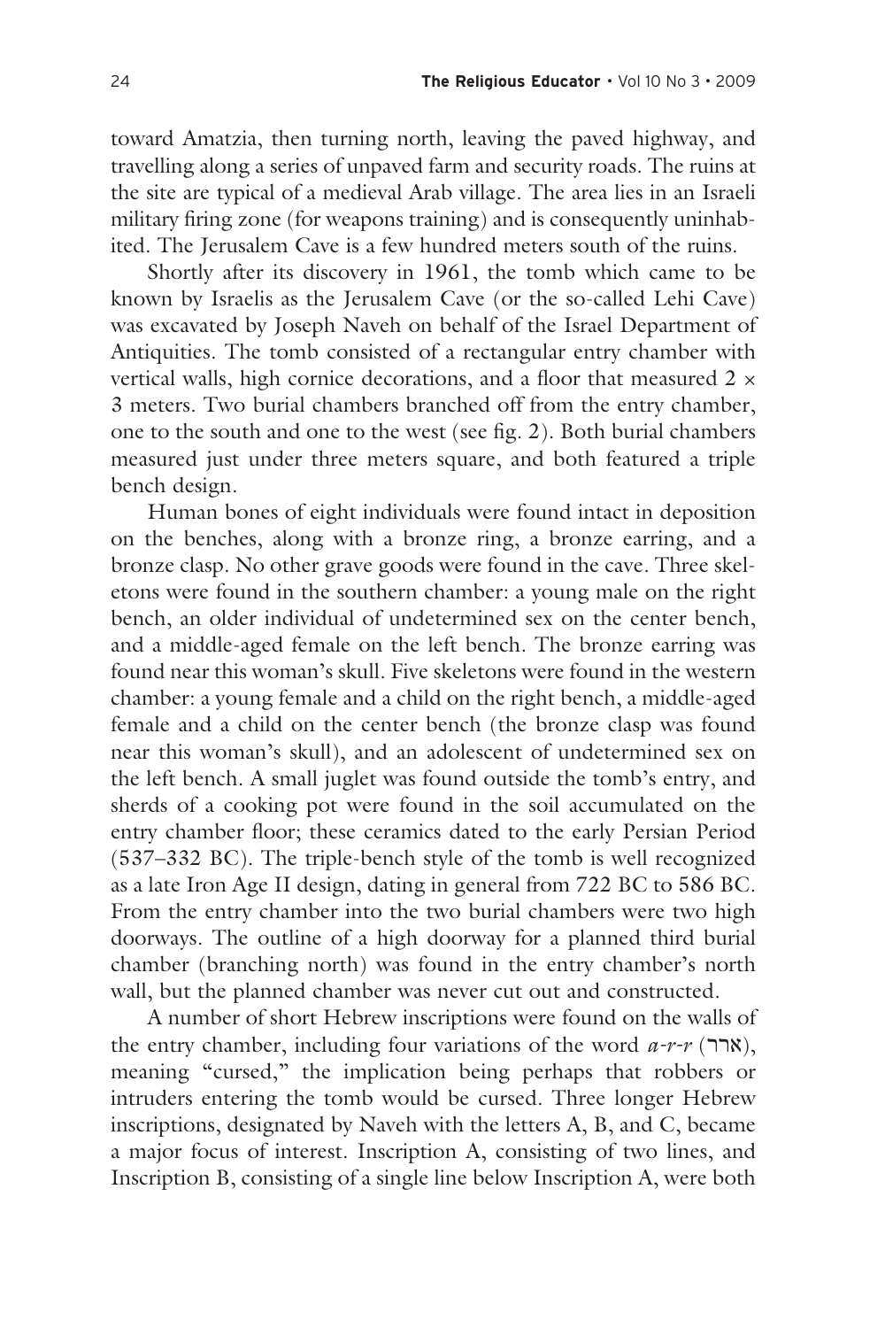toward Amatzia, then turning north, leaving the paved highway, and travelling along a series of unpaved farm and security roads. The ruins at the site are typical of a medieval Arab village. The area lies in an Israeli military firing zone (for weapons training) and is consequently uninhabited. The Jerusalem Cave is a few hundred meters south of the ruins.

Shortly after its discovery in 1961, the tomb which came to be known by Israelis as the Jerusalem Cave (or the so-called Lehi Cave) was excavated by Joseph Naveh on behalf of the Israel Department of Antiquities. The tomb consisted of a rectangular entry chamber with vertical walls, high cornice decorations, and a floor that measured 2 × 3 meters. Two burial chambers branched off from the entry chamber, one to the south and one to the west (see fig. 2). Both burial chambers measured just under three meters square, and both featured a triple bench design.

Human bones of eight individuals were found intact in deposition on the benches, along with a bronze ring, a bronze earring, and a bronze clasp. No other grave goods were found in the cave. Three skeletons were found in the southern chamber: a young male on the right bench, an older individual of undetermined sex on the center bench, and a middle-aged female on the left bench. The bronze earring was found near this woman's skull. Five skeletons were found in the western chamber: a young female and a child on the right bench, a middle-aged female and a child on the center bench (the bronze clasp was found near this woman's skull), and an adolescent of undetermined sex on the left bench. A small juglet was found outside the tomb's entry, and sherds of a cooking pot were found in the soil accumulated on the entry chamber floor; these ceramics dated to the early Persian Period (537–332 BC). The triple-bench style of the tomb is well recognized as a late Iron Age II design, dating in general from 722 BC to 586 BC. From the entry chamber into the two burial chambers were two high doorways. The outline of a high doorway for a planned third burial chamber (branching north) was found in the entry chamber's north wall, but the planned chamber was never cut out and constructed.

A number of short Hebrew inscriptions were found on the walls of the entry chamber, including four variations of the word *a-r-r* (ארר), meaning "cursed," the implication being perhaps that robbers or intruders entering the tomb would be cursed. Three longer Hebrew inscriptions, designated by Naveh with the letters A, B, and C, became a major focus of interest. Inscription A, consisting of two lines, and Inscription B, consisting of a single line below Inscription A, were both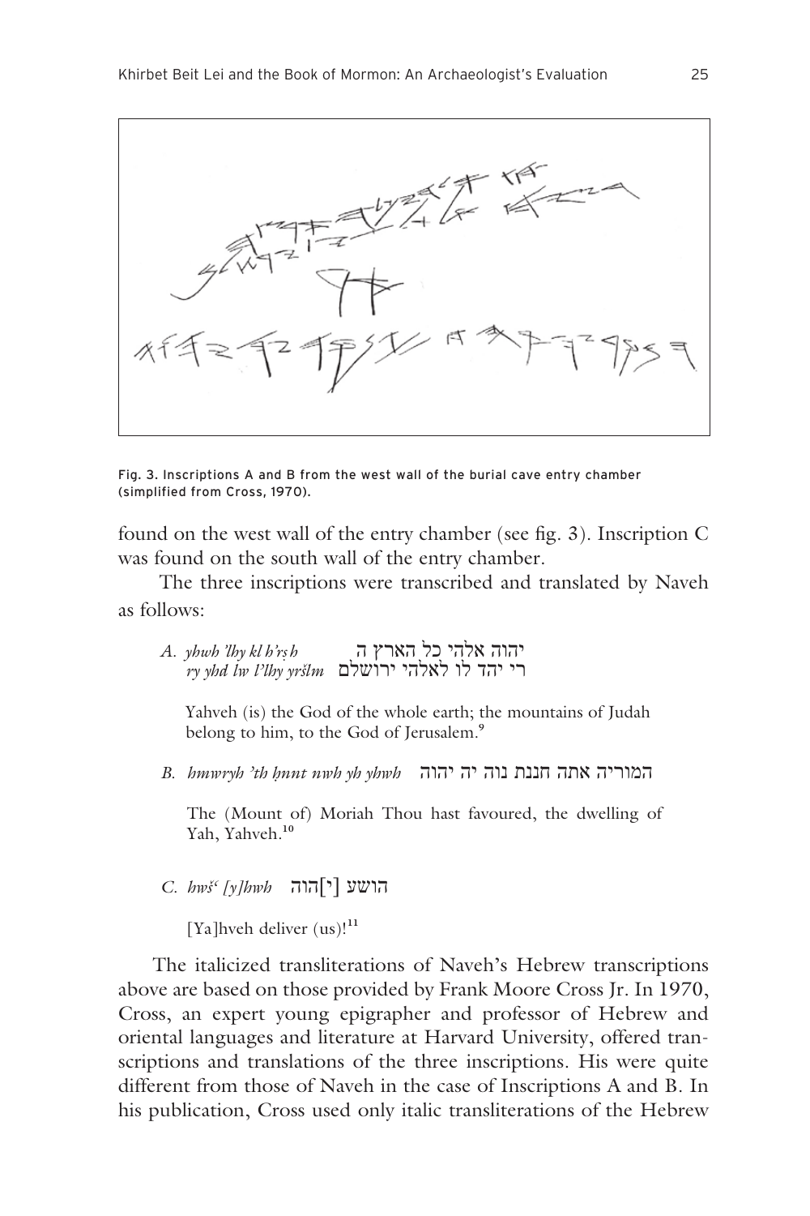Fig. 3. Inscriptions A and B from the west wall of the burial cave entry chamber (simplified from Cross, 1970).

found on the west wall of the entry chamber (see fig. 3). Inscription C was found on the south wall of the entry chamber.

The three inscriptions were transcribed and translated by Naveh as follows:

> A. *yhwh ʾlhy kl hʾrṣ h* יהוה אלהי כל הארץ ה
> *ry yhd lw lʾlhy yršlm* רי יהד לו לאלהי ירושלם
>
> Yahveh (is) the God of the whole earth; the mountains of Judah belong to him, to the God of Jerusalem.[9]
>
> B. *hmwryh ʾth ḥnnt nwh yh yhwh* המוריה אתה חננת נוה יה יהוה
>
> The (Mount of) Moriah Thou hast favoured, the dwelling of Yah, Yahveh.[10]
>
> C. *hwšʿ [y]hwh* הושע [י]הוה
>
> [Ya]hveh deliver (us)![11]

The italicized transliterations of Naveh's Hebrew transcriptions above are based on those provided by Frank Moore Cross Jr. In 1970, Cross, an expert young epigrapher and professor of Hebrew and oriental languages and literature at Harvard University, offered transcriptions and translations of the three inscriptions. His were quite different from those of Naveh in the case of Inscriptions A and B. In his publication, Cross used only italic transliterations of the Hebrew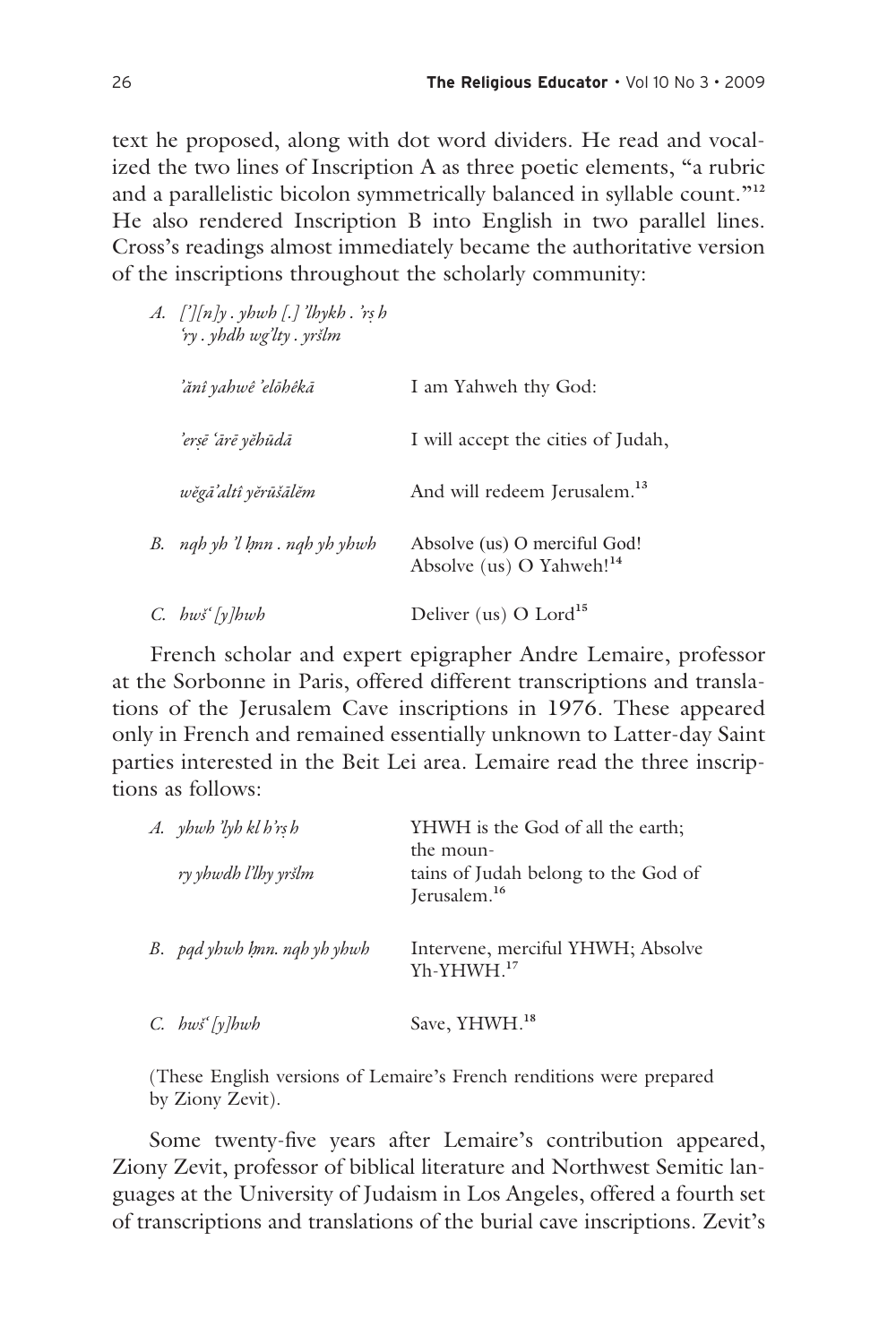text he proposed, along with dot word dividers. He read and vocalized the two lines of Inscription A as three poetic elements, "a rubric and a parallelistic bicolon symmetrically balanced in syllable count."[12] He also rendered Inscription B into English in two parallel lines. Cross's readings almost immediately became the authoritative version of the inscriptions throughout the scholarly community:

| | |
|---|---|
| *A. [ʾ][n]y . yhwh [.] ʾlhykh . ʾrṣ h* *ʿry . yhdh wgʾlty . yršlm* | |
| *ʾănî yahwê ʾelōhêkā* | I am Yahweh thy God: |
| *ʾerṣē ʿārē yĕhūdā* | I will accept the cities of Judah, |
| *wĕgāʾaltî yĕrūšālēm* | And will redeem Jerusalem.[13] |
| *B. nqh yh ʾl ḥnn . nqh yh yhwh* | Absolve (us) O merciful God! Absolve (us) O Yahweh![14] |
| *C. hwšʿ [y]hwh* | Deliver (us) O Lord[15] |

French scholar and expert epigrapher Andre Lemaire, professor at the Sorbonne in Paris, offered different transcriptions and translations of the Jerusalem Cave inscriptions in 1976. These appeared only in French and remained essentially unknown to Latter-day Saint parties interested in the Beit Lei area. Lemaire read the three inscriptions as follows:

| | |
|---|---|
| *A. yhwh ʾlyh kl hʾrṣ h* | YHWH is the God of all the earth; the moun- |
| *ry yhwdh lʾlhy yršlm* | tains of Judah belong to the God of Jerusalem.[16] |
| *B. pqd yhwh ḥnn. nqh yh yhwh* | Intervene, merciful YHWH; Absolve Yh-YHWH.[17] |
| *C. hwšʿ [y]hwh* | Save, YHWH.[18] |

(These English versions of Lemaire's French renditions were prepared by Ziony Zevit).

Some twenty-five years after Lemaire's contribution appeared, Ziony Zevit, professor of biblical literature and Northwest Semitic languages at the University of Judaism in Los Angeles, offered a fourth set of transcriptions and translations of the burial cave inscriptions. Zevit's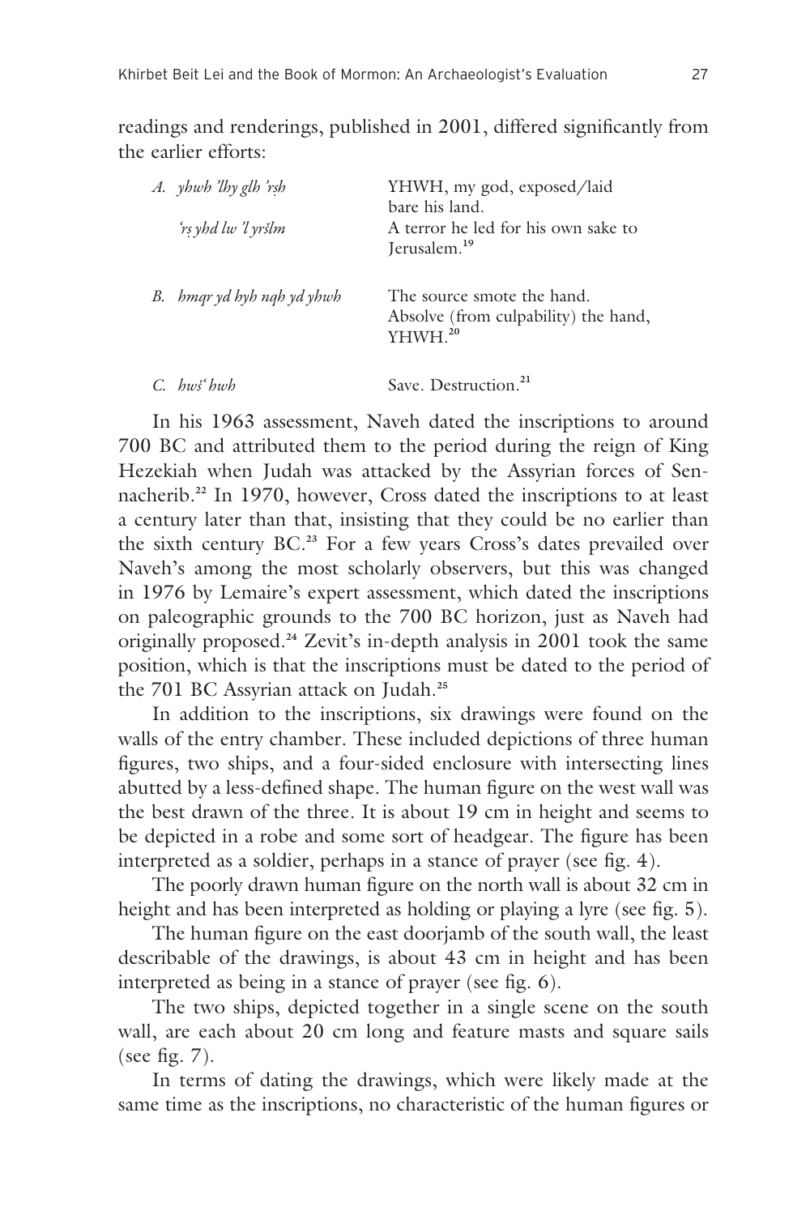readings and renderings, published in 2001, differed significantly from the earlier efforts:

| | |
|---|---|
| A. *yhwh 'lhy glh 'rṣh* | YHWH, my god, exposed/laid bare his land. |
| *'rṣ yhd lw 'l yršlm* | A terror he led for his own sake to Jerusalem.[19] |
| B. *hmqr yd hyh nqh yd yhwh* | The source smote the hand. Absolve (from culpability) the hand, YHWH.[20] |
| C. *hwš' hwh* | Save. Destruction.[21] |

In his 1963 assessment, Naveh dated the inscriptions to around 700 BC and attributed them to the period during the reign of King Hezekiah when Judah was attacked by the Assyrian forces of Sennacherib.[22] In 1970, however, Cross dated the inscriptions to at least a century later than that, insisting that they could be no earlier than the sixth century BC.[23] For a few years Cross's dates prevailed over Naveh's among the most scholarly observers, but this was changed in 1976 by Lemaire's expert assessment, which dated the inscriptions on paleographic grounds to the 700 BC horizon, just as Naveh had originally proposed.[24] Zevit's in-depth analysis in 2001 took the same position, which is that the inscriptions must be dated to the period of the 701 BC Assyrian attack on Judah.[25]

In addition to the inscriptions, six drawings were found on the walls of the entry chamber. These included depictions of three human figures, two ships, and a four-sided enclosure with intersecting lines abutted by a less-defined shape. The human figure on the west wall was the best drawn of the three. It is about 19 cm in height and seems to be depicted in a robe and some sort of headgear. The figure has been interpreted as a soldier, perhaps in a stance of prayer (see fig. 4).

The poorly drawn human figure on the north wall is about 32 cm in height and has been interpreted as holding or playing a lyre (see fig. 5).

The human figure on the east doorjamb of the south wall, the least describable of the drawings, is about 43 cm in height and has been interpreted as being in a stance of prayer (see fig. 6).

The two ships, depicted together in a single scene on the south wall, are each about 20 cm long and feature masts and square sails (see fig. 7).

In terms of dating the drawings, which were likely made at the same time as the inscriptions, no characteristic of the human figures or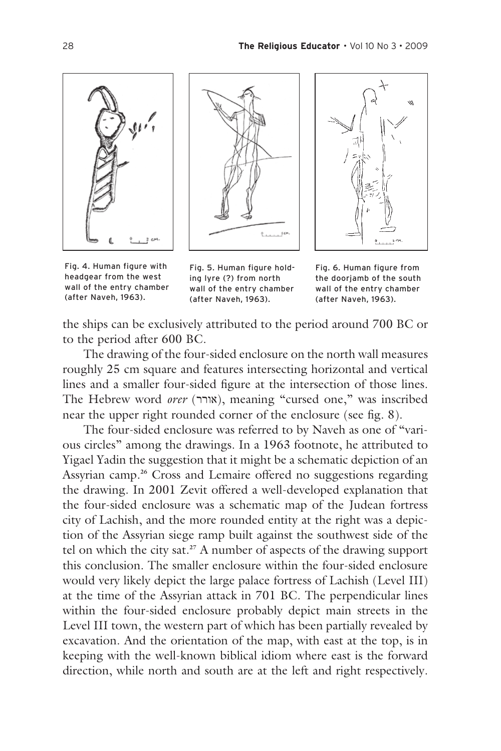Fig. 4. Human figure with headgear from the west wall of the entry chamber (after Naveh, 1963).

Fig. 5. Human figure holding lyre (?) from north wall of the entry chamber (after Naveh, 1963).

Fig. 6. Human figure from the doorjamb of the south wall of the entry chamber (after Naveh, 1963).

the ships can be exclusively attributed to the period around 700 BC or to the period after 600 BC.

The drawing of the four-sided enclosure on the north wall measures roughly 25 cm square and features intersecting horizontal and vertical lines and a smaller four-sided figure at the intersection of those lines. The Hebrew word *orer* (אורר), meaning "cursed one," was inscribed near the upper right rounded corner of the enclosure (see fig. 8).

The four-sided enclosure was referred to by Naveh as one of "various circles" among the drawings. In a 1963 footnote, he attributed to Yigael Yadin the suggestion that it might be a schematic depiction of an Assyrian camp.[26] Cross and Lemaire offered no suggestions regarding the drawing. In 2001 Zevit offered a well-developed explanation that the four-sided enclosure was a schematic map of the Judean fortress city of Lachish, and the more rounded entity at the right was a depiction of the Assyrian siege ramp built against the southwest side of the tel on which the city sat.[27] A number of aspects of the drawing support this conclusion. The smaller enclosure within the four-sided enclosure would very likely depict the large palace fortress of Lachish (Level III) at the time of the Assyrian attack in 701 BC. The perpendicular lines within the four-sided enclosure probably depict main streets in the Level III town, the western part of which has been partially revealed by excavation. And the orientation of the map, with east at the top, is in keeping with the well-known biblical idiom where east is the forward direction, while north and south are at the left and right respectively.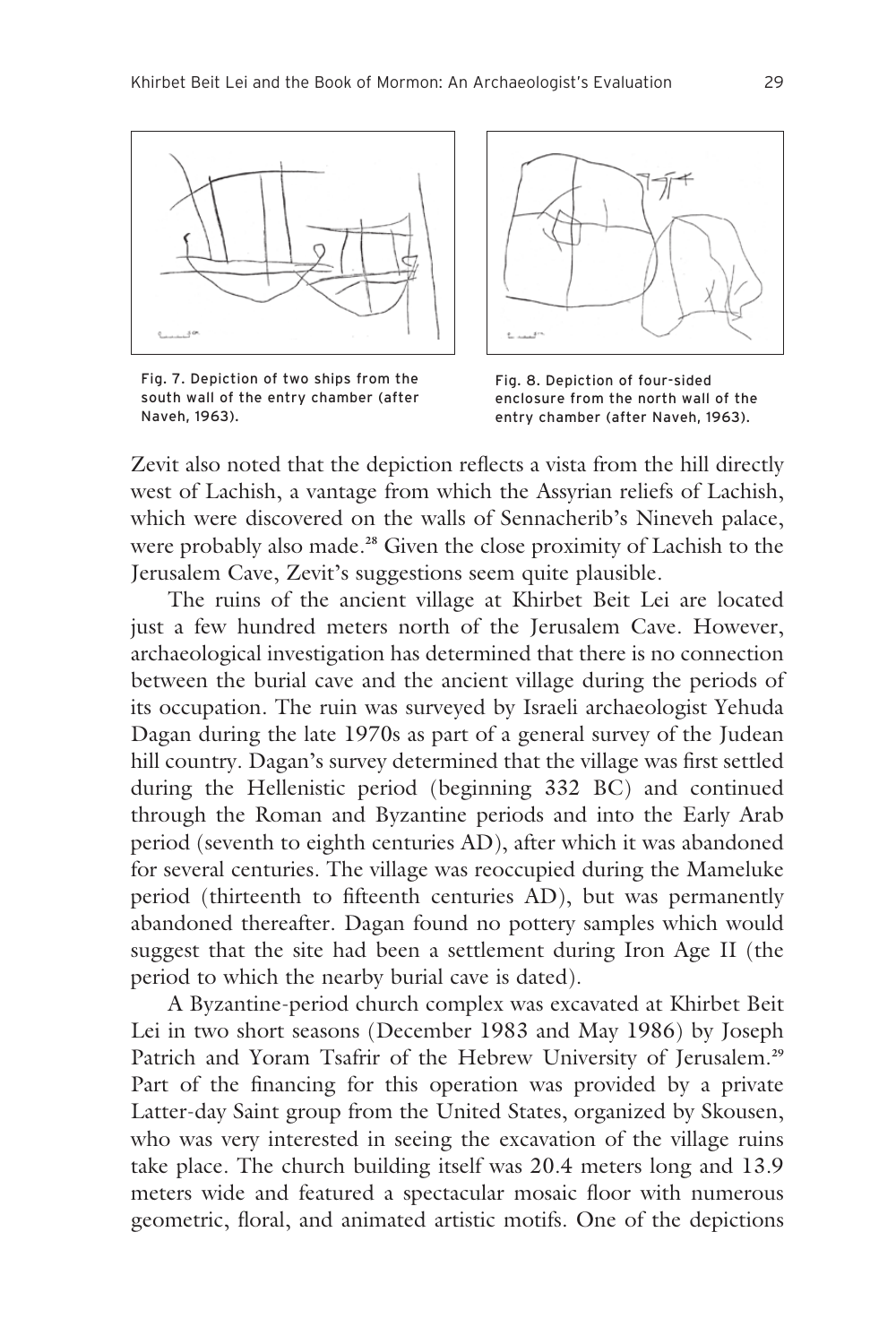Fig. 7. Depiction of two ships from the south wall of the entry chamber (after Naveh, 1963).

Fig. 8. Depiction of four-sided enclosure from the north wall of the entry chamber (after Naveh, 1963).

Zevit also noted that the depiction reflects a vista from the hill directly west of Lachish, a vantage from which the Assyrian reliefs of Lachish, which were discovered on the walls of Sennacherib's Nineveh palace, were probably also made.[28] Given the close proximity of Lachish to the Jerusalem Cave, Zevit's suggestions seem quite plausible.

The ruins of the ancient village at Khirbet Beit Lei are located just a few hundred meters north of the Jerusalem Cave. However, archaeological investigation has determined that there is no connection between the burial cave and the ancient village during the periods of its occupation. The ruin was surveyed by Israeli archaeologist Yehuda Dagan during the late 1970s as part of a general survey of the Judean hill country. Dagan's survey determined that the village was first settled during the Hellenistic period (beginning 332 BC) and continued through the Roman and Byzantine periods and into the Early Arab period (seventh to eighth centuries AD), after which it was abandoned for several centuries. The village was reoccupied during the Mameluke period (thirteenth to fifteenth centuries AD), but was permanently abandoned thereafter. Dagan found no pottery samples which would suggest that the site had been a settlement during Iron Age II (the period to which the nearby burial cave is dated).

A Byzantine-period church complex was excavated at Khirbet Beit Lei in two short seasons (December 1983 and May 1986) by Joseph Patrich and Yoram Tsafrir of the Hebrew University of Jerusalem.[29] Part of the financing for this operation was provided by a private Latter-day Saint group from the United States, organized by Skousen, who was very interested in seeing the excavation of the village ruins take place. The church building itself was 20.4 meters long and 13.9 meters wide and featured a spectacular mosaic floor with numerous geometric, floral, and animated artistic motifs. One of the depictions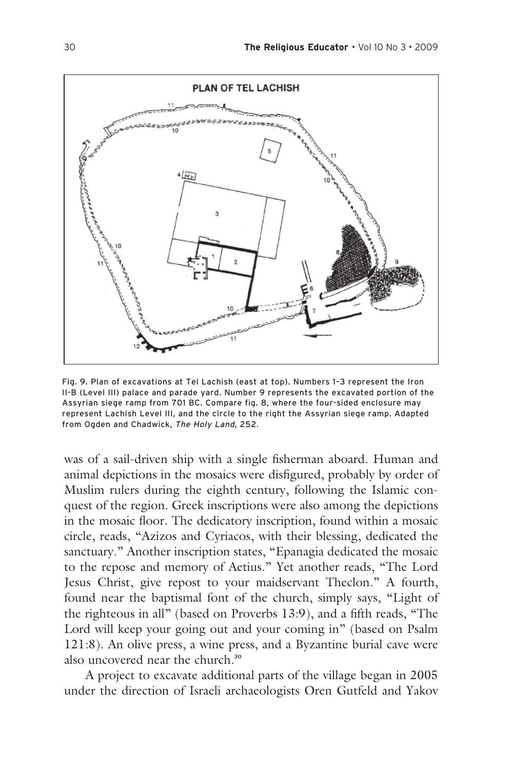PLAN OF TEL LACHISH

Fig. 9. Plan of excavations at Tel Lachish (east at top). Numbers 1–3 represent the Iron II-B (Level III) palace and parade yard. Number 9 represents the excavated portion of the Assyrian siege ramp from 701 BC. Compare fig. 8, where the four-sided enclosure may represent Lachish Level III, and the circle to the right the Assyrian siege ramp. Adapted from Ogden and Chadwick, *The Holy Land,* 252.

was of a sail-driven ship with a single fisherman aboard. Human and animal depictions in the mosaics were disfigured, probably by order of Muslim rulers during the eighth century, following the Islamic conquest of the region. Greek inscriptions were also among the depictions in the mosaic floor. The dedicatory inscription, found within a mosaic circle, reads, "Azizos and Cyriacos, with their blessing, dedicated the sanctuary." Another inscription states, "Epanagia dedicated the mosaic to the repose and memory of Aetius." Yet another reads, "The Lord Jesus Christ, give repost to your maidservant Theclon." A fourth, found near the baptismal font of the church, simply says, "Light of the righteous in all" (based on Proverbs 13:9), and a fifth reads, "The Lord will keep your going out and your coming in" (based on Psalm 121:8). An olive press, a wine press, and a Byzantine burial cave were also uncovered near the church.[30]

A project to excavate additional parts of the village began in 2005 under the direction of Israeli archaeologists Oren Gutfeld and Yakov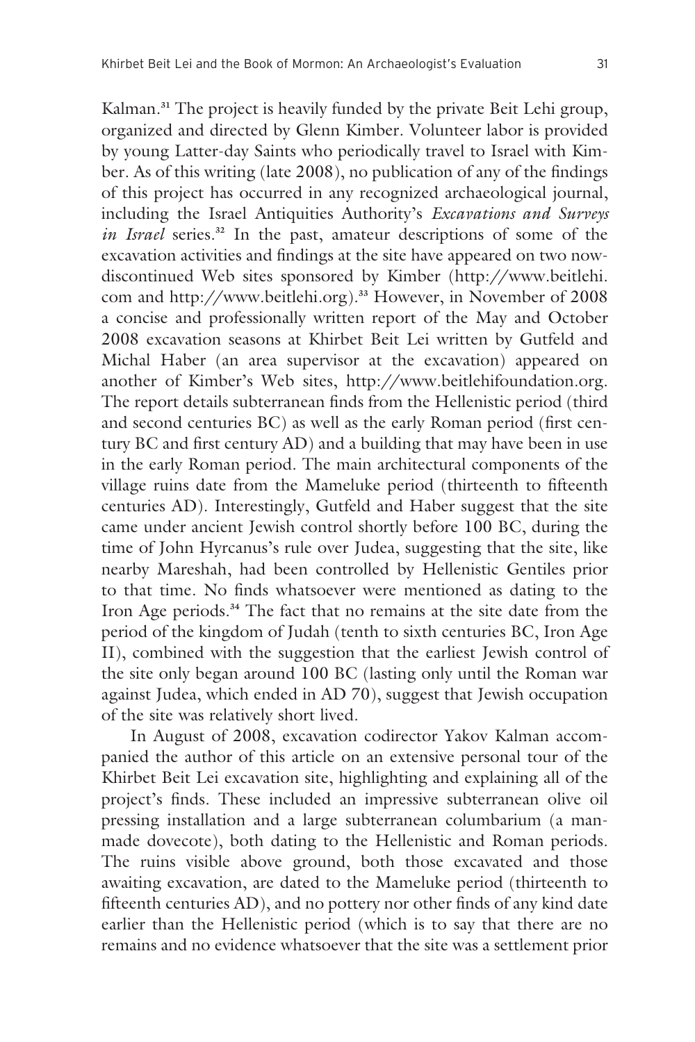Kalman.[31] The project is heavily funded by the private Beit Lehi group, organized and directed by Glenn Kimber. Volunteer labor is provided by young Latter-day Saints who periodically travel to Israel with Kimber. As of this writing (late 2008), no publication of any of the findings of this project has occurred in any recognized archaeological journal, including the Israel Antiquities Authority's *Excavations and Surveys in Israel* series.[32] In the past, amateur descriptions of some of the excavation activities and findings at the site have appeared on two now-discontinued Web sites sponsored by Kimber (http://www.beitlehi.com and http://www.beitlehi.org).[33] However, in November of 2008 a concise and professionally written report of the May and October 2008 excavation seasons at Khirbet Beit Lei written by Gutfeld and Michal Haber (an area supervisor at the excavation) appeared on another of Kimber's Web sites, http://www.beitlehifoundation.org. The report details subterranean finds from the Hellenistic period (third and second centuries BC) as well as the early Roman period (first century BC and first century AD) and a building that may have been in use in the early Roman period. The main architectural components of the village ruins date from the Mameluke period (thirteenth to fifteenth centuries AD). Interestingly, Gutfeld and Haber suggest that the site came under ancient Jewish control shortly before 100 BC, during the time of John Hyrcanus's rule over Judea, suggesting that the site, like nearby Mareshah, had been controlled by Hellenistic Gentiles prior to that time. No finds whatsoever were mentioned as dating to the Iron Age periods.[34] The fact that no remains at the site date from the period of the kingdom of Judah (tenth to sixth centuries BC, Iron Age II), combined with the suggestion that the earliest Jewish control of the site only began around 100 BC (lasting only until the Roman war against Judea, which ended in AD 70), suggest that Jewish occupation of the site was relatively short lived.

In August of 2008, excavation codirector Yakov Kalman accompanied the author of this article on an extensive personal tour of the Khirbet Beit Lei excavation site, highlighting and explaining all of the project's finds. These included an impressive subterranean olive oil pressing installation and a large subterranean columbarium (a man-made dovecote), both dating to the Hellenistic and Roman periods. The ruins visible above ground, both those excavated and those awaiting excavation, are dated to the Mameluke period (thirteenth to fifteenth centuries AD), and no pottery nor other finds of any kind date earlier than the Hellenistic period (which is to say that there are no remains and no evidence whatsoever that the site was a settlement prior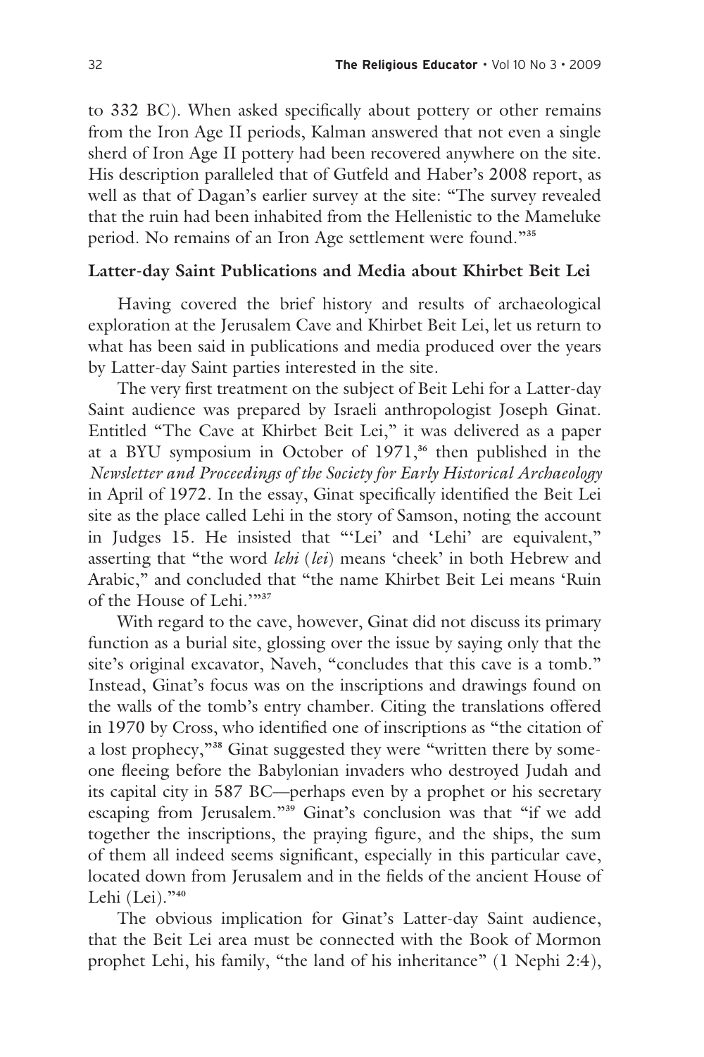to 332 BC). When asked specifically about pottery or other remains from the Iron Age II periods, Kalman answered that not even a single sherd of Iron Age II pottery had been recovered anywhere on the site. His description paralleled that of Gutfeld and Haber's 2008 report, as well as that of Dagan's earlier survey at the site: "The survey revealed that the ruin had been inhabited from the Hellenistic to the Mameluke period. No remains of an Iron Age settlement were found."[35]

**Latter-day Saint Publications and Media about Khirbet Beit Lei**

Having covered the brief history and results of archaeological exploration at the Jerusalem Cave and Khirbet Beit Lei, let us return to what has been said in publications and media produced over the years by Latter-day Saint parties interested in the site.

The very first treatment on the subject of Beit Lehi for a Latter-day Saint audience was prepared by Israeli anthropologist Joseph Ginat. Entitled "The Cave at Khirbet Beit Lei," it was delivered as a paper at a BYU symposium in October of 1971,[36] then published in the *Newsletter and Proceedings of the Society for Early Historical Archaeology* in April of 1972. In the essay, Ginat specifically identified the Beit Lei site as the place called Lehi in the story of Samson, noting the account in Judges 15. He insisted that "'Lei' and 'Lehi' are equivalent," asserting that "the word *lehi* (*lei*) means 'cheek' in both Hebrew and Arabic," and concluded that "the name Khirbet Beit Lei means 'Ruin of the House of Lehi.'"[37]

With regard to the cave, however, Ginat did not discuss its primary function as a burial site, glossing over the issue by saying only that the site's original excavator, Naveh, "concludes that this cave is a tomb." Instead, Ginat's focus was on the inscriptions and drawings found on the walls of the tomb's entry chamber. Citing the translations offered in 1970 by Cross, who identified one of inscriptions as "the citation of a lost prophecy,"[38] Ginat suggested they were "written there by someone fleeing before the Babylonian invaders who destroyed Judah and its capital city in 587 BC—perhaps even by a prophet or his secretary escaping from Jerusalem."[39] Ginat's conclusion was that "if we add together the inscriptions, the praying figure, and the ships, the sum of them all indeed seems significant, especially in this particular cave, located down from Jerusalem and in the fields of the ancient House of Lehi (Lei)."[40]

The obvious implication for Ginat's Latter-day Saint audience, that the Beit Lei area must be connected with the Book of Mormon prophet Lehi, his family, "the land of his inheritance" (1 Nephi 2:4),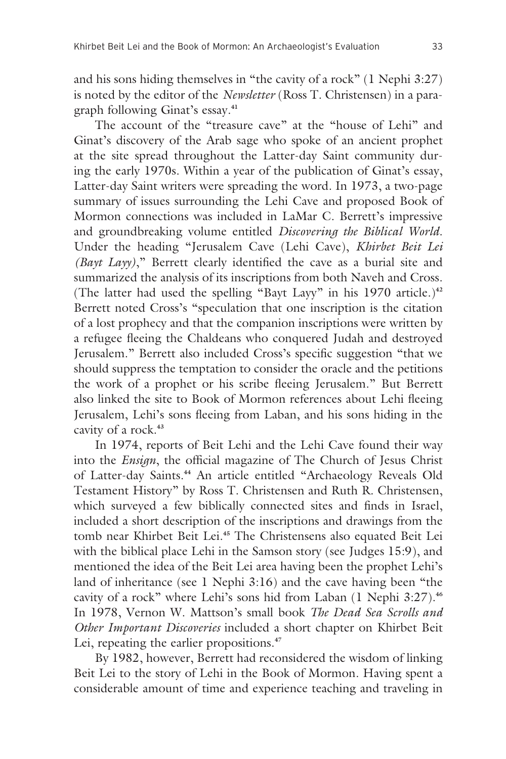and his sons hiding themselves in "the cavity of a rock" (1 Nephi 3:27) is noted by the editor of the *Newsletter* (Ross T. Christensen) in a paragraph following Ginat's essay.[41]

The account of the "treasure cave" at the "house of Lehi" and Ginat's discovery of the Arab sage who spoke of an ancient prophet at the site spread throughout the Latter-day Saint community during the early 1970s. Within a year of the publication of Ginat's essay, Latter-day Saint writers were spreading the word. In 1973, a two-page summary of issues surrounding the Lehi Cave and proposed Book of Mormon connections was included in LaMar C. Berrett's impressive and groundbreaking volume entitled *Discovering the Biblical World*. Under the heading "Jerusalem Cave (Lehi Cave), *Khirbet Beit Lei (Bayt Layy)*," Berrett clearly identified the cave as a burial site and summarized the analysis of its inscriptions from both Naveh and Cross. (The latter had used the spelling "Bayt Layy" in his 1970 article.)[42] Berrett noted Cross's "speculation that one inscription is the citation of a lost prophecy and that the companion inscriptions were written by a refugee fleeing the Chaldeans who conquered Judah and destroyed Jerusalem." Berrett also included Cross's specific suggestion "that we should suppress the temptation to consider the oracle and the petitions the work of a prophet or his scribe fleeing Jerusalem." But Berrett also linked the site to Book of Mormon references about Lehi fleeing Jerusalem, Lehi's sons fleeing from Laban, and his sons hiding in the cavity of a rock.[43]

In 1974, reports of Beit Lehi and the Lehi Cave found their way into the *Ensign*, the official magazine of The Church of Jesus Christ of Latter-day Saints.[44] An article entitled "Archaeology Reveals Old Testament History" by Ross T. Christensen and Ruth R. Christensen, which surveyed a few biblically connected sites and finds in Israel, included a short description of the inscriptions and drawings from the tomb near Khirbet Beit Lei.[45] The Christensens also equated Beit Lei with the biblical place Lehi in the Samson story (see Judges 15:9), and mentioned the idea of the Beit Lei area having been the prophet Lehi's land of inheritance (see 1 Nephi 3:16) and the cave having been "the cavity of a rock" where Lehi's sons hid from Laban (1 Nephi 3:27).[46] In 1978, Vernon W. Mattson's small book *The Dead Sea Scrolls and Other Important Discoveries* included a short chapter on Khirbet Beit Lei, repeating the earlier propositions.[47]

By 1982, however, Berrett had reconsidered the wisdom of linking Beit Lei to the story of Lehi in the Book of Mormon. Having spent a considerable amount of time and experience teaching and traveling in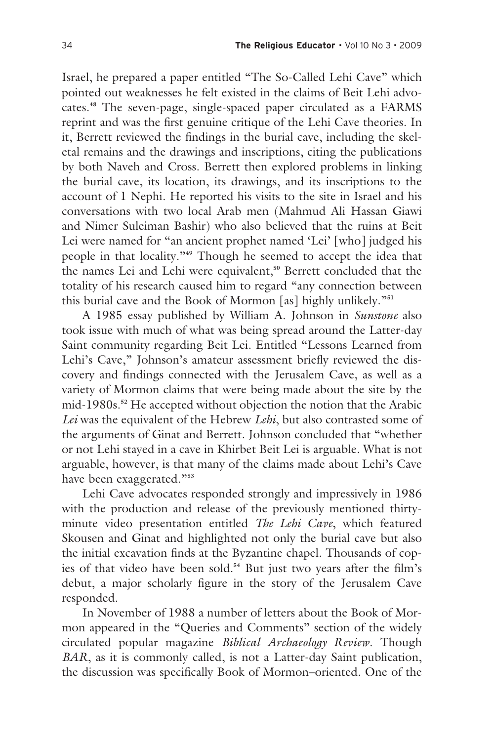Israel, he prepared a paper entitled "The So-Called Lehi Cave" which pointed out weaknesses he felt existed in the claims of Beit Lehi advocates.[48] The seven-page, single-spaced paper circulated as a FARMS reprint and was the first genuine critique of the Lehi Cave theories. In it, Berrett reviewed the findings in the burial cave, including the skeletal remains and the drawings and inscriptions, citing the publications by both Naveh and Cross. Berrett then explored problems in linking the burial cave, its location, its drawings, and its inscriptions to the account of 1 Nephi. He reported his visits to the site in Israel and his conversations with two local Arab men (Mahmud Ali Hassan Giawi and Nimer Suleiman Bashir) who also believed that the ruins at Beit Lei were named for "an ancient prophet named 'Lei' [who] judged his people in that locality."[49] Though he seemed to accept the idea that the names Lei and Lehi were equivalent,[50] Berrett concluded that the totality of his research caused him to regard "any connection between this burial cave and the Book of Mormon [as] highly unlikely."[51]

A 1985 essay published by William A. Johnson in *Sunstone* also took issue with much of what was being spread around the Latter-day Saint community regarding Beit Lei. Entitled "Lessons Learned from Lehi's Cave," Johnson's amateur assessment briefly reviewed the discovery and findings connected with the Jerusalem Cave, as well as a variety of Mormon claims that were being made about the site by the mid-1980s.[52] He accepted without objection the notion that the Arabic *Lei* was the equivalent of the Hebrew *Lehi*, but also contrasted some of the arguments of Ginat and Berrett. Johnson concluded that "whether or not Lehi stayed in a cave in Khirbet Beit Lei is arguable. What is not arguable, however, is that many of the claims made about Lehi's Cave have been exaggerated."[53]

Lehi Cave advocates responded strongly and impressively in 1986 with the production and release of the previously mentioned thirty-minute video presentation entitled *The Lehi Cave*, which featured Skousen and Ginat and highlighted not only the burial cave but also the initial excavation finds at the Byzantine chapel. Thousands of copies of that video have been sold.[54] But just two years after the film's debut, a major scholarly figure in the story of the Jerusalem Cave responded.

In November of 1988 a number of letters about the Book of Mormon appeared in the "Queries and Comments" section of the widely circulated popular magazine *Biblical Archaeology Review*. Though *BAR*, as it is commonly called, is not a Latter-day Saint publication, the discussion was specifically Book of Mormon–oriented. One of the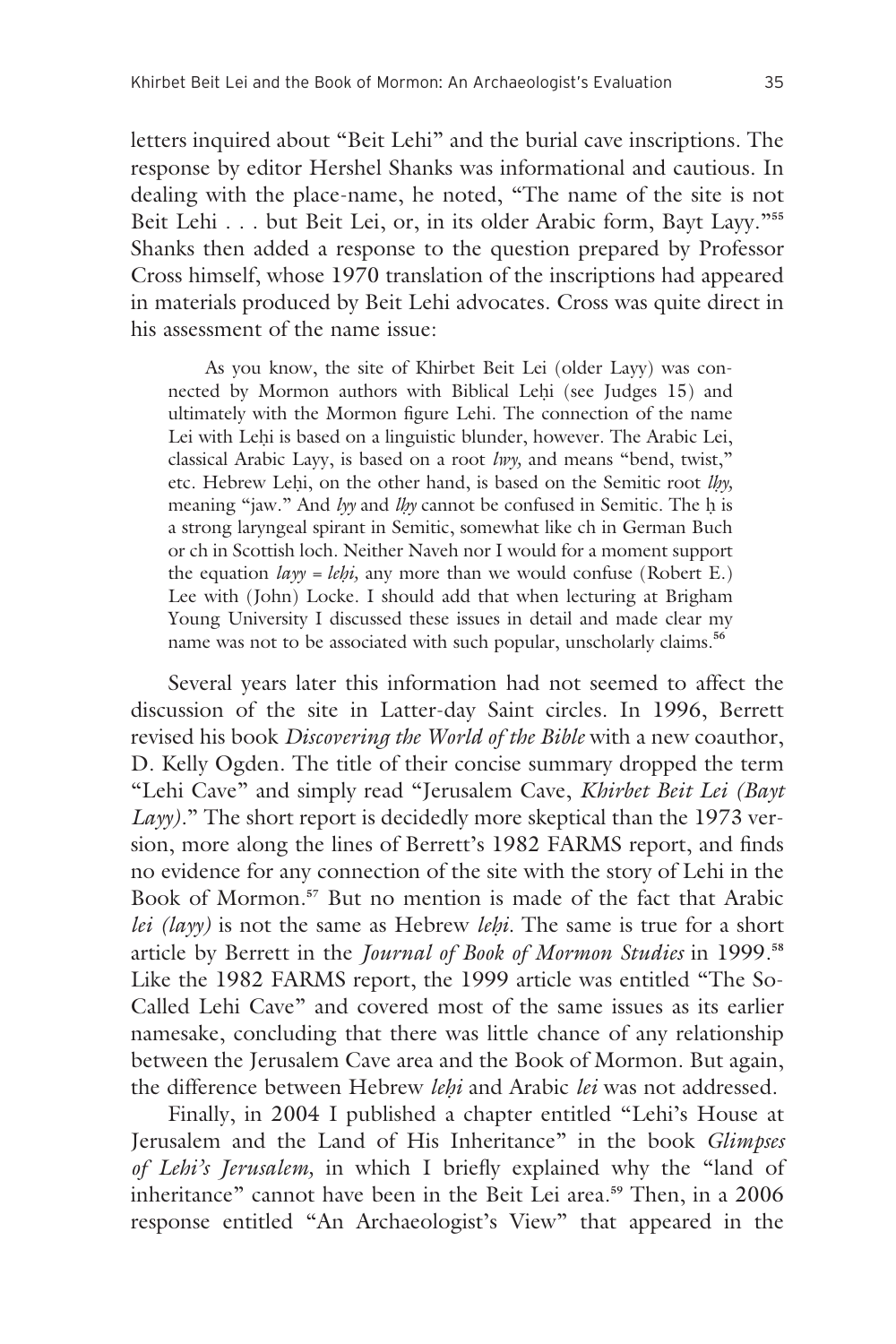letters inquired about "Beit Lehi" and the burial cave inscriptions. The response by editor Hershel Shanks was informational and cautious. In dealing with the place-name, he noted, "The name of the site is not Beit Lehi . . . but Beit Lei, or, in its older Arabic form, Bayt Layy."[55] Shanks then added a response to the question prepared by Professor Cross himself, whose 1970 translation of the inscriptions had appeared in materials produced by Beit Lehi advocates. Cross was quite direct in his assessment of the name issue:

> As you know, the site of Khirbet Beit Lei (older Layy) was connected by Mormon authors with Biblical Leḥi (see Judges 15) and ultimately with the Mormon figure Lehi. The connection of the name Lei with Leḥi is based on a linguistic blunder, however. The Arabic Lei, classical Arabic Layy, is based on a root *lwy,* and means "bend, twist," etc. Hebrew Leḥi, on the other hand, is based on the Semitic root *lḥy,* meaning "jaw." And *lyy* and *lḥy* cannot be confused in Semitic. The ḥ is a strong laryngeal spirant in Semitic, somewhat like ch in German Buch or ch in Scottish loch. Neither Naveh nor I would for a moment support the equation *layy* = *leḥi,* any more than we would confuse (Robert E.) Lee with (John) Locke. I should add that when lecturing at Brigham Young University I discussed these issues in detail and made clear my name was not to be associated with such popular, unscholarly claims.[56]

Several years later this information had not seemed to affect the discussion of the site in Latter-day Saint circles. In 1996, Berrett revised his book *Discovering the World of the Bible* with a new coauthor, D. Kelly Ogden. The title of their concise summary dropped the term "Lehi Cave" and simply read "Jerusalem Cave, *Khirbet Beit Lei (Bayt Layy)*." The short report is decidedly more skeptical than the 1973 version, more along the lines of Berrett's 1982 FARMS report, and finds no evidence for any connection of the site with the story of Lehi in the Book of Mormon.[57] But no mention is made of the fact that Arabic *lei (layy)* is not the same as Hebrew *leḥi*. The same is true for a short article by Berrett in the *Journal of Book of Mormon Studies* in 1999.[58] Like the 1982 FARMS report, the 1999 article was entitled "The So-Called Lehi Cave" and covered most of the same issues as its earlier namesake, concluding that there was little chance of any relationship between the Jerusalem Cave area and the Book of Mormon. But again, the difference between Hebrew *leḥi* and Arabic *lei* was not addressed.

Finally, in 2004 I published a chapter entitled "Lehi's House at Jerusalem and the Land of His Inheritance" in the book *Glimpses of Lehi's Jerusalem,* in which I briefly explained why the "land of inheritance" cannot have been in the Beit Lei area.[59] Then, in a 2006 response entitled "An Archaeologist's View" that appeared in the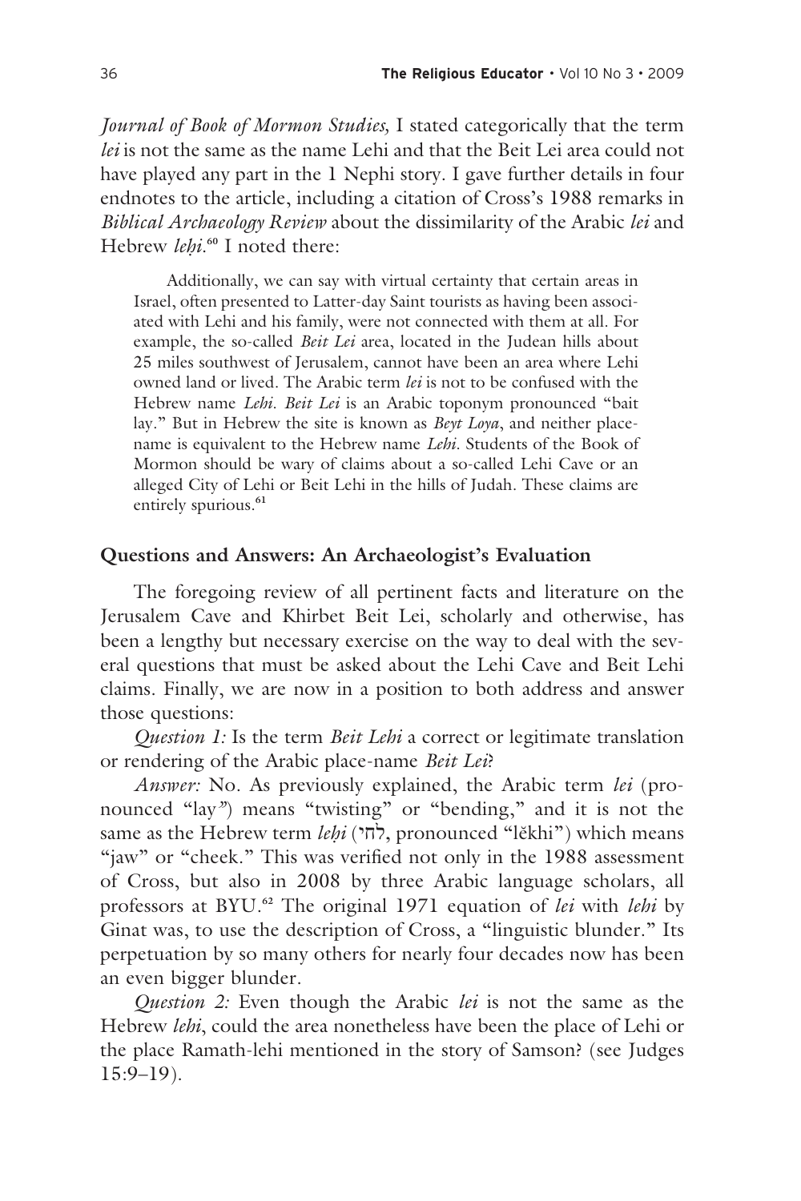*Journal of Book of Mormon Studies,* I stated categorically that the term *lei* is not the same as the name Lehi and that the Beit Lei area could not have played any part in the 1 Nephi story. I gave further details in four endnotes to the article, including a citation of Cross's 1988 remarks in *Biblical Archaeology Review* about the dissimilarity of the Arabic *lei* and Hebrew *leḥi*.[60] I noted there:

> Additionally, we can say with virtual certainty that certain areas in Israel, often presented to Latter-day Saint tourists as having been associated with Lehi and his family, were not connected with them at all. For example, the so-called *Beit Lei* area, located in the Judean hills about 25 miles southwest of Jerusalem, cannot have been an area where Lehi owned land or lived. The Arabic term *lei* is not to be confused with the Hebrew name *Lehi*. *Beit Lei* is an Arabic toponym pronounced "bait lay." But in Hebrew the site is known as *Beyt Loya*, and neither place-name is equivalent to the Hebrew name *Lehi*. Students of the Book of Mormon should be wary of claims about a so-called Lehi Cave or an alleged City of Lehi or Beit Lehi in the hills of Judah. These claims are entirely spurious.[61]

## Questions and Answers: An Archaeologist's Evaluation

The foregoing review of all pertinent facts and literature on the Jerusalem Cave and Khirbet Beit Lei, scholarly and otherwise, has been a lengthy but necessary exercise on the way to deal with the several questions that must be asked about the Lehi Cave and Beit Lehi claims. Finally, we are now in a position to both address and answer those questions:

*Question 1:* Is the term *Beit Lehi* a correct or legitimate translation or rendering of the Arabic place-name *Beit Lei*?

*Answer:* No. As previously explained, the Arabic term *lei* (pronounced "lay") means "twisting" or "bending," and it is not the same as the Hebrew term *leḥi* (לחי, pronounced "lĕkhi") which means "jaw" or "cheek." This was verified not only in the 1988 assessment of Cross, but also in 2008 by three Arabic language scholars, all professors at BYU.[62] The original 1971 equation of *lei* with *lehi* by Ginat was, to use the description of Cross, a "linguistic blunder." Its perpetuation by so many others for nearly four decades now has been an even bigger blunder.

*Question 2:* Even though the Arabic *lei* is not the same as the Hebrew *lehi*, could the area nonetheless have been the place of Lehi or the place Ramath-lehi mentioned in the story of Samson? (see Judges 15:9–19).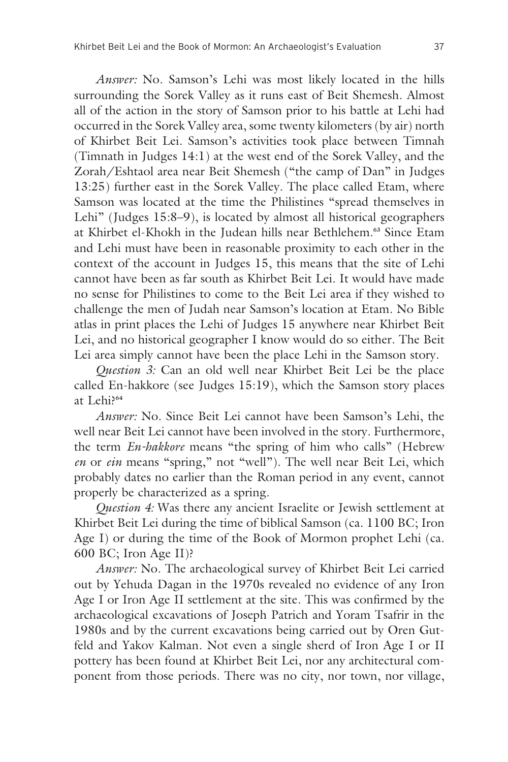*Answer:* No. Samson's Lehi was most likely located in the hills surrounding the Sorek Valley as it runs east of Beit Shemesh. Almost all of the action in the story of Samson prior to his battle at Lehi had occurred in the Sorek Valley area, some twenty kilometers (by air) north of Khirbet Beit Lei. Samson's activities took place between Timnah (Timnath in Judges 14:1) at the west end of the Sorek Valley, and the Zorah/Eshtaol area near Beit Shemesh ("the camp of Dan" in Judges 13:25) further east in the Sorek Valley. The place called Etam, where Samson was located at the time the Philistines "spread themselves in Lehi" (Judges 15:8–9), is located by almost all historical geographers at Khirbet el-Khokh in the Judean hills near Bethlehem.[63] Since Etam and Lehi must have been in reasonable proximity to each other in the context of the account in Judges 15, this means that the site of Lehi cannot have been as far south as Khirbet Beit Lei. It would have made no sense for Philistines to come to the Beit Lei area if they wished to challenge the men of Judah near Samson's location at Etam. No Bible atlas in print places the Lehi of Judges 15 anywhere near Khirbet Beit Lei, and no historical geographer I know would do so either. The Beit Lei area simply cannot have been the place Lehi in the Samson story.

*Question 3:* Can an old well near Khirbet Beit Lei be the place called En-hakkore (see Judges 15:19), which the Samson story places at Lehi?[64]

*Answer:* No. Since Beit Lei cannot have been Samson's Lehi, the well near Beit Lei cannot have been involved in the story. Furthermore, the term *En-hakkore* means "the spring of him who calls" (Hebrew *en* or *ein* means "spring," not "well"). The well near Beit Lei, which probably dates no earlier than the Roman period in any event, cannot properly be characterized as a spring.

*Question 4:* Was there any ancient Israelite or Jewish settlement at Khirbet Beit Lei during the time of biblical Samson (ca. 1100 BC; Iron Age I) or during the time of the Book of Mormon prophet Lehi (ca. 600 BC; Iron Age II)?

*Answer:* No. The archaeological survey of Khirbet Beit Lei carried out by Yehuda Dagan in the 1970s revealed no evidence of any Iron Age I or Iron Age II settlement at the site. This was confirmed by the archaeological excavations of Joseph Patrich and Yoram Tsafrir in the 1980s and by the current excavations being carried out by Oren Gutfeld and Yakov Kalman. Not even a single sherd of Iron Age I or II pottery has been found at Khirbet Beit Lei, nor any architectural component from those periods. There was no city, nor town, nor village,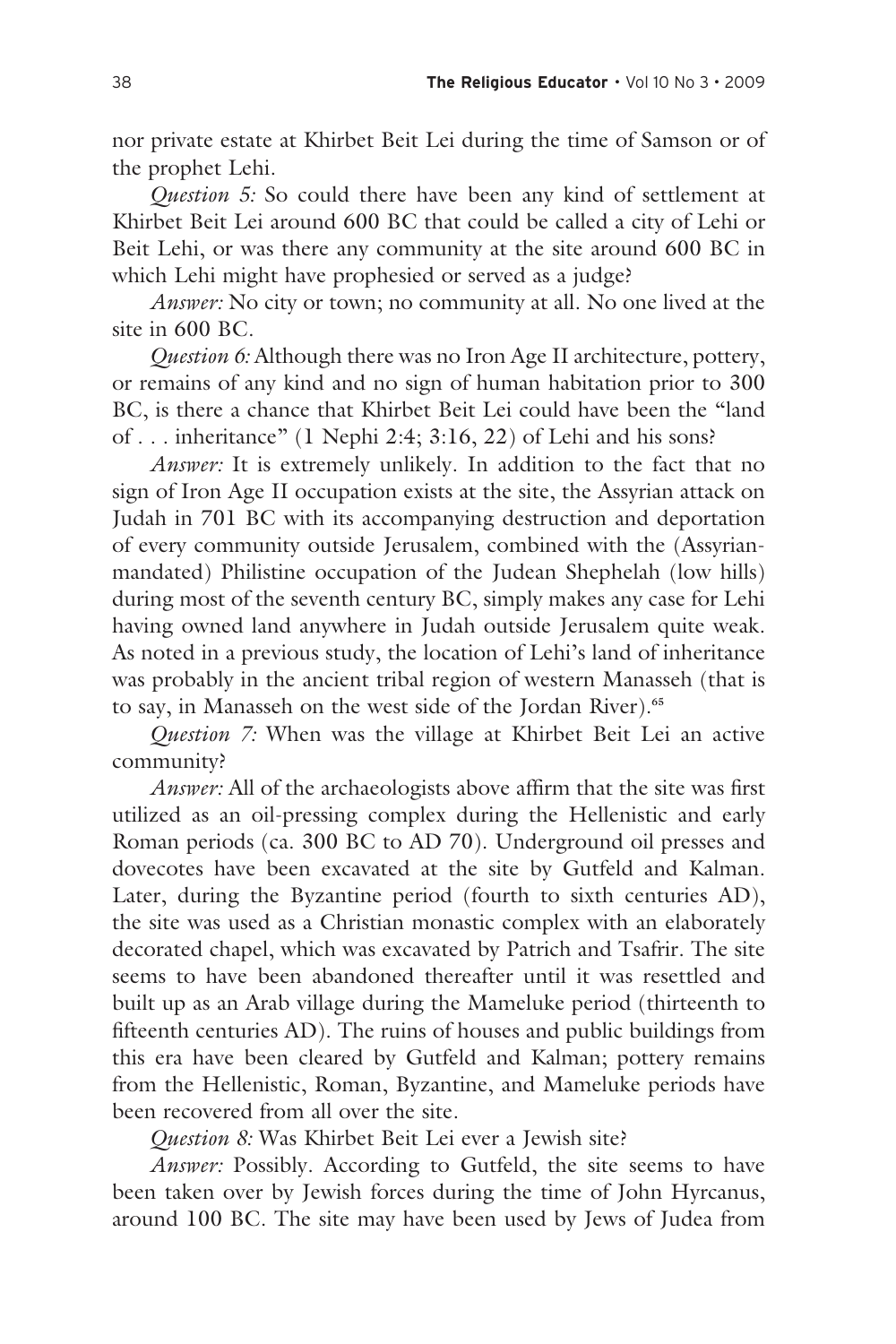nor private estate at Khirbet Beit Lei during the time of Samson or of the prophet Lehi.

*Question 5:* So could there have been any kind of settlement at Khirbet Beit Lei around 600 BC that could be called a city of Lehi or Beit Lehi, or was there any community at the site around 600 BC in which Lehi might have prophesied or served as a judge?

*Answer:* No city or town; no community at all. No one lived at the site in 600 BC.

*Question 6:* Although there was no Iron Age II architecture, pottery, or remains of any kind and no sign of human habitation prior to 300 BC, is there a chance that Khirbet Beit Lei could have been the "land of . . . inheritance" (1 Nephi 2:4; 3:16, 22) of Lehi and his sons?

*Answer:* It is extremely unlikely. In addition to the fact that no sign of Iron Age II occupation exists at the site, the Assyrian attack on Judah in 701 BC with its accompanying destruction and deportation of every community outside Jerusalem, combined with the (Assyrian-mandated) Philistine occupation of the Judean Shephelah (low hills) during most of the seventh century BC, simply makes any case for Lehi having owned land anywhere in Judah outside Jerusalem quite weak. As noted in a previous study, the location of Lehi's land of inheritance was probably in the ancient tribal region of western Manasseh (that is to say, in Manasseh on the west side of the Jordan River).[65]

*Question 7:* When was the village at Khirbet Beit Lei an active community?

*Answer:* All of the archaeologists above affirm that the site was first utilized as an oil-pressing complex during the Hellenistic and early Roman periods (ca. 300 BC to AD 70). Underground oil presses and dovecotes have been excavated at the site by Gutfeld and Kalman. Later, during the Byzantine period (fourth to sixth centuries AD), the site was used as a Christian monastic complex with an elaborately decorated chapel, which was excavated by Patrich and Tsafrir. The site seems to have been abandoned thereafter until it was resettled and built up as an Arab village during the Mameluke period (thirteenth to fifteenth centuries AD). The ruins of houses and public buildings from this era have been cleared by Gutfeld and Kalman; pottery remains from the Hellenistic, Roman, Byzantine, and Mameluke periods have been recovered from all over the site.

*Question 8:* Was Khirbet Beit Lei ever a Jewish site?

*Answer:* Possibly. According to Gutfeld, the site seems to have been taken over by Jewish forces during the time of John Hyrcanus, around 100 BC. The site may have been used by Jews of Judea from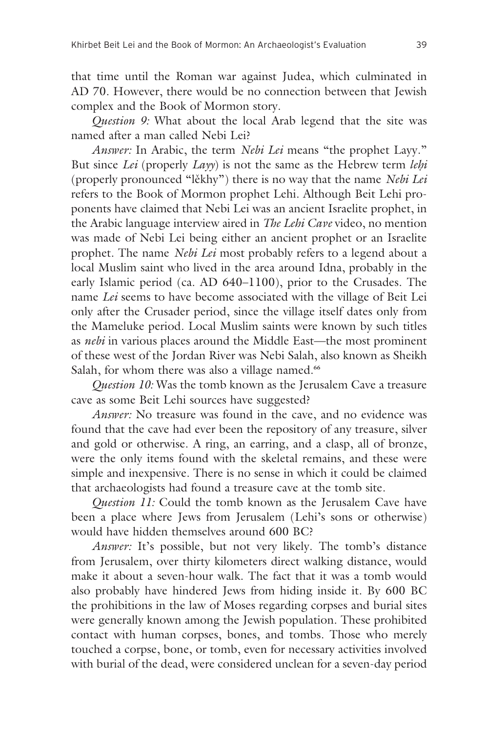that time until the Roman war against Judea, which culminated in AD 70. However, there would be no connection between that Jewish complex and the Book of Mormon story.

*Question 9:* What about the local Arab legend that the site was named after a man called Nebi Lei?

*Answer:* In Arabic, the term *Nebi Lei* means "the prophet Layy." But since *Lei* (properly *Layy*) is not the same as the Hebrew term *leḥi* (properly pronounced "lĕkhy") there is no way that the name *Nebi Lei* refers to the Book of Mormon prophet Lehi. Although Beit Lehi proponents have claimed that Nebi Lei was an ancient Israelite prophet, in the Arabic language interview aired in *The Lehi Cave* video, no mention was made of Nebi Lei being either an ancient prophet or an Israelite prophet. The name *Nebi Lei* most probably refers to a legend about a local Muslim saint who lived in the area around Idna, probably in the early Islamic period (ca. AD 640–1100), prior to the Crusades. The name *Lei* seems to have become associated with the village of Beit Lei only after the Crusader period, since the village itself dates only from the Mameluke period. Local Muslim saints were known by such titles as *nebi* in various places around the Middle East—the most prominent of these west of the Jordan River was Nebi Salah, also known as Sheikh Salah, for whom there was also a village named.[66]

*Question 10:* Was the tomb known as the Jerusalem Cave a treasure cave as some Beit Lehi sources have suggested?

*Answer:* No treasure was found in the cave, and no evidence was found that the cave had ever been the repository of any treasure, silver and gold or otherwise. A ring, an earring, and a clasp, all of bronze, were the only items found with the skeletal remains, and these were simple and inexpensive. There is no sense in which it could be claimed that archaeologists had found a treasure cave at the tomb site.

*Question 11:* Could the tomb known as the Jerusalem Cave have been a place where Jews from Jerusalem (Lehi's sons or otherwise) would have hidden themselves around 600 BC?

*Answer:* It's possible, but not very likely. The tomb's distance from Jerusalem, over thirty kilometers direct walking distance, would make it about a seven-hour walk. The fact that it was a tomb would also probably have hindered Jews from hiding inside it. By 600 BC the prohibitions in the law of Moses regarding corpses and burial sites were generally known among the Jewish population. These prohibited contact with human corpses, bones, and tombs. Those who merely touched a corpse, bone, or tomb, even for necessary activities involved with burial of the dead, were considered unclean for a seven-day period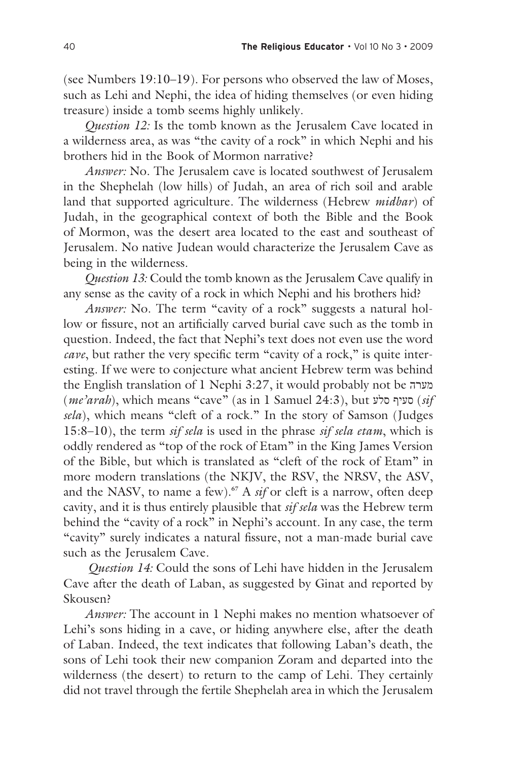(see Numbers 19:10–19). For persons who observed the law of Moses, such as Lehi and Nephi, the idea of hiding themselves (or even hiding treasure) inside a tomb seems highly unlikely.

*Question 12:* Is the tomb known as the Jerusalem Cave located in a wilderness area, as was "the cavity of a rock" in which Nephi and his brothers hid in the Book of Mormon narrative?

*Answer:* No. The Jerusalem cave is located southwest of Jerusalem in the Shephelah (low hills) of Judah, an area of rich soil and arable land that supported agriculture. The wilderness (Hebrew *midbar*) of Judah, in the geographical context of both the Bible and the Book of Mormon, was the desert area located to the east and southeast of Jerusalem. No native Judean would characterize the Jerusalem Cave as being in the wilderness.

*Question 13:* Could the tomb known as the Jerusalem Cave qualify in any sense as the cavity of a rock in which Nephi and his brothers hid?

*Answer:* No. The term "cavity of a rock" suggests a natural hollow or fissure, not an artificially carved burial cave such as the tomb in question. Indeed, the fact that Nephi's text does not even use the word *cave*, but rather the very specific term "cavity of a rock," is quite interesting. If we were to conjecture what ancient Hebrew term was behind the English translation of 1 Nephi 3:27, it would probably not be מערה (*me'arah*), which means "cave" (as in 1 Samuel 24:3), but סעיף סלע (*sif sela*), which means "cleft of a rock." In the story of Samson (Judges 15:8–10), the term *sif sela* is used in the phrase *sif sela etam*, which is oddly rendered as "top of the rock of Etam" in the King James Version of the Bible, but which is translated as "cleft of the rock of Etam" in more modern translations (the NKJV, the RSV, the NRSV, the ASV, and the NASV, to name a few).[67] A *sif* or cleft is a narrow, often deep cavity, and it is thus entirely plausible that *sif sela* was the Hebrew term behind the "cavity of a rock" in Nephi's account. In any case, the term "cavity" surely indicates a natural fissure, not a man-made burial cave such as the Jerusalem Cave.

*Question 14:* Could the sons of Lehi have hidden in the Jerusalem Cave after the death of Laban, as suggested by Ginat and reported by Skousen?

*Answer:* The account in 1 Nephi makes no mention whatsoever of Lehi's sons hiding in a cave, or hiding anywhere else, after the death of Laban. Indeed, the text indicates that following Laban's death, the sons of Lehi took their new companion Zoram and departed into the wilderness (the desert) to return to the camp of Lehi. They certainly did not travel through the fertile Shephelah area in which the Jerusalem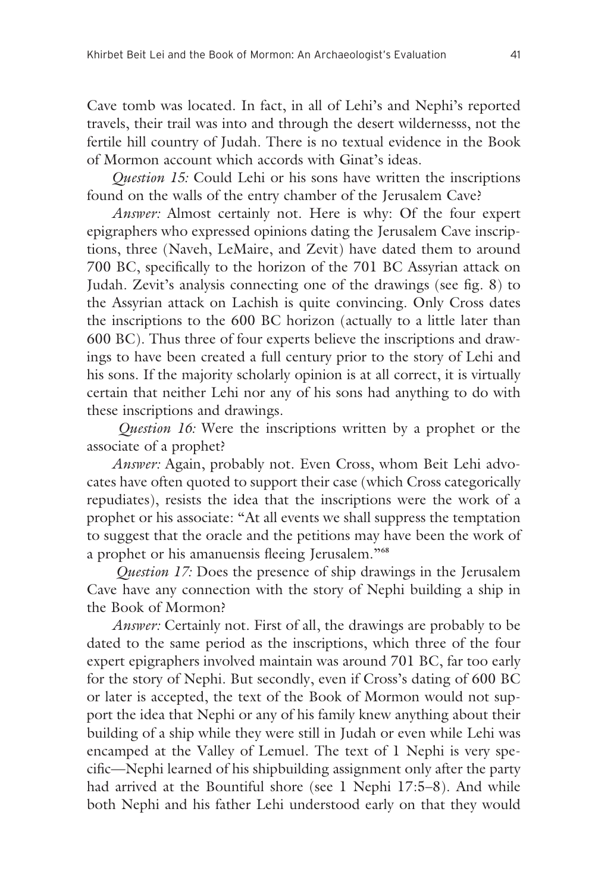Cave tomb was located. In fact, in all of Lehi's and Nephi's reported travels, their trail was into and through the desert wildernesss, not the fertile hill country of Judah. There is no textual evidence in the Book of Mormon account which accords with Ginat's ideas.

*Question 15:* Could Lehi or his sons have written the inscriptions found on the walls of the entry chamber of the Jerusalem Cave?

*Answer:* Almost certainly not. Here is why: Of the four expert epigraphers who expressed opinions dating the Jerusalem Cave inscriptions, three (Naveh, LeMaire, and Zevit) have dated them to around 700 BC, specifically to the horizon of the 701 BC Assyrian attack on Judah. Zevit's analysis connecting one of the drawings (see fig. 8) to the Assyrian attack on Lachish is quite convincing. Only Cross dates the inscriptions to the 600 BC horizon (actually to a little later than 600 BC). Thus three of four experts believe the inscriptions and drawings to have been created a full century prior to the story of Lehi and his sons. If the majority scholarly opinion is at all correct, it is virtually certain that neither Lehi nor any of his sons had anything to do with these inscriptions and drawings.

*Question 16:* Were the inscriptions written by a prophet or the associate of a prophet?

*Answer:* Again, probably not. Even Cross, whom Beit Lehi advocates have often quoted to support their case (which Cross categorically repudiates), resists the idea that the inscriptions were the work of a prophet or his associate: "At all events we shall suppress the temptation to suggest that the oracle and the petitions may have been the work of a prophet or his amanuensis fleeing Jerusalem."[68]

*Question 17:* Does the presence of ship drawings in the Jerusalem Cave have any connection with the story of Nephi building a ship in the Book of Mormon?

*Answer:* Certainly not. First of all, the drawings are probably to be dated to the same period as the inscriptions, which three of the four expert epigraphers involved maintain was around 701 BC, far too early for the story of Nephi. But secondly, even if Cross's dating of 600 BC or later is accepted, the text of the Book of Mormon would not support the idea that Nephi or any of his family knew anything about their building of a ship while they were still in Judah or even while Lehi was encamped at the Valley of Lemuel. The text of 1 Nephi is very specific—Nephi learned of his shipbuilding assignment only after the party had arrived at the Bountiful shore (see 1 Nephi 17:5–8). And while both Nephi and his father Lehi understood early on that they would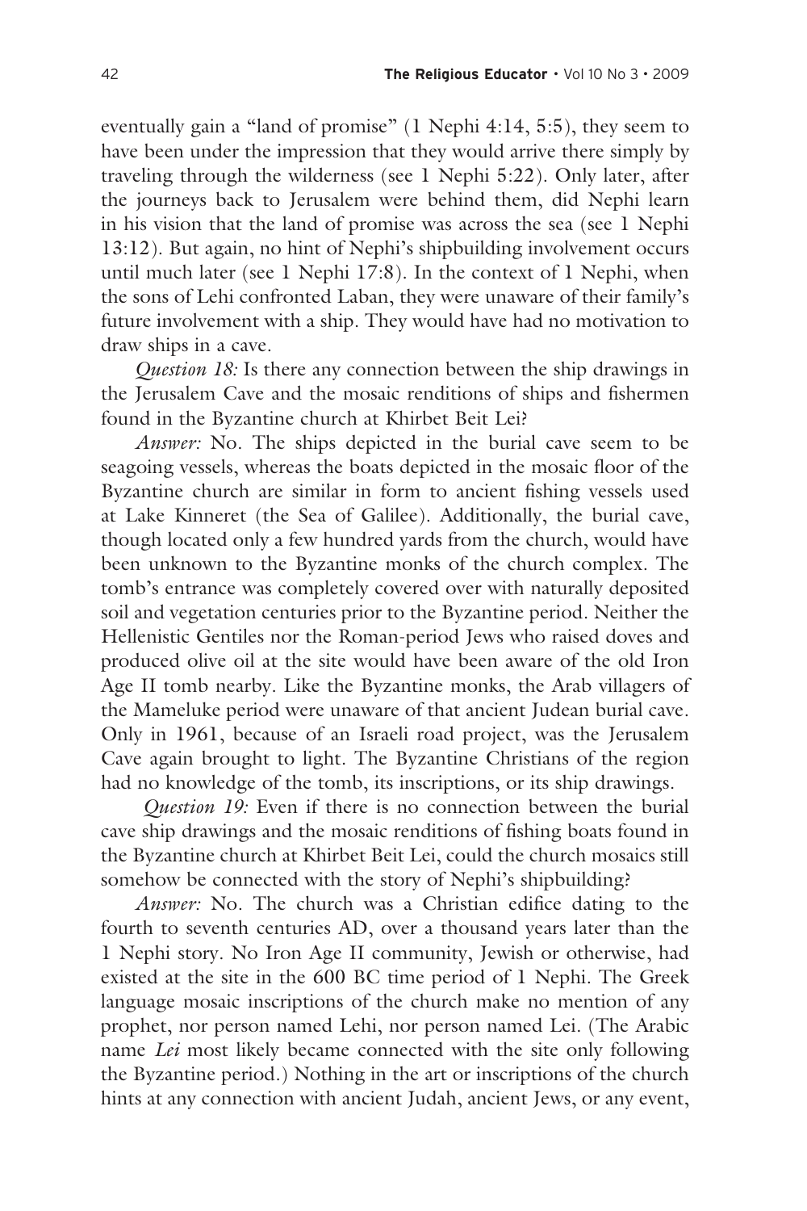eventually gain a "land of promise" (1 Nephi 4:14, 5:5), they seem to have been under the impression that they would arrive there simply by traveling through the wilderness (see 1 Nephi 5:22). Only later, after the journeys back to Jerusalem were behind them, did Nephi learn in his vision that the land of promise was across the sea (see 1 Nephi 13:12). But again, no hint of Nephi's shipbuilding involvement occurs until much later (see 1 Nephi 17:8). In the context of 1 Nephi, when the sons of Lehi confronted Laban, they were unaware of their family's future involvement with a ship. They would have had no motivation to draw ships in a cave.

*Question 18:* Is there any connection between the ship drawings in the Jerusalem Cave and the mosaic renditions of ships and fishermen found in the Byzantine church at Khirbet Beit Lei?

*Answer:* No. The ships depicted in the burial cave seem to be seagoing vessels, whereas the boats depicted in the mosaic floor of the Byzantine church are similar in form to ancient fishing vessels used at Lake Kinneret (the Sea of Galilee). Additionally, the burial cave, though located only a few hundred yards from the church, would have been unknown to the Byzantine monks of the church complex. The tomb's entrance was completely covered over with naturally deposited soil and vegetation centuries prior to the Byzantine period. Neither the Hellenistic Gentiles nor the Roman-period Jews who raised doves and produced olive oil at the site would have been aware of the old Iron Age II tomb nearby. Like the Byzantine monks, the Arab villagers of the Mameluke period were unaware of that ancient Judean burial cave. Only in 1961, because of an Israeli road project, was the Jerusalem Cave again brought to light. The Byzantine Christians of the region had no knowledge of the tomb, its inscriptions, or its ship drawings.

*Question 19:* Even if there is no connection between the burial cave ship drawings and the mosaic renditions of fishing boats found in the Byzantine church at Khirbet Beit Lei, could the church mosaics still somehow be connected with the story of Nephi's shipbuilding?

*Answer:* No. The church was a Christian edifice dating to the fourth to seventh centuries AD, over a thousand years later than the 1 Nephi story. No Iron Age II community, Jewish or otherwise, had existed at the site in the 600 BC time period of 1 Nephi. The Greek language mosaic inscriptions of the church make no mention of any prophet, nor person named Lehi, nor person named Lei. (The Arabic name *Lei* most likely became connected with the site only following the Byzantine period.) Nothing in the art or inscriptions of the church hints at any connection with ancient Judah, ancient Jews, or any event,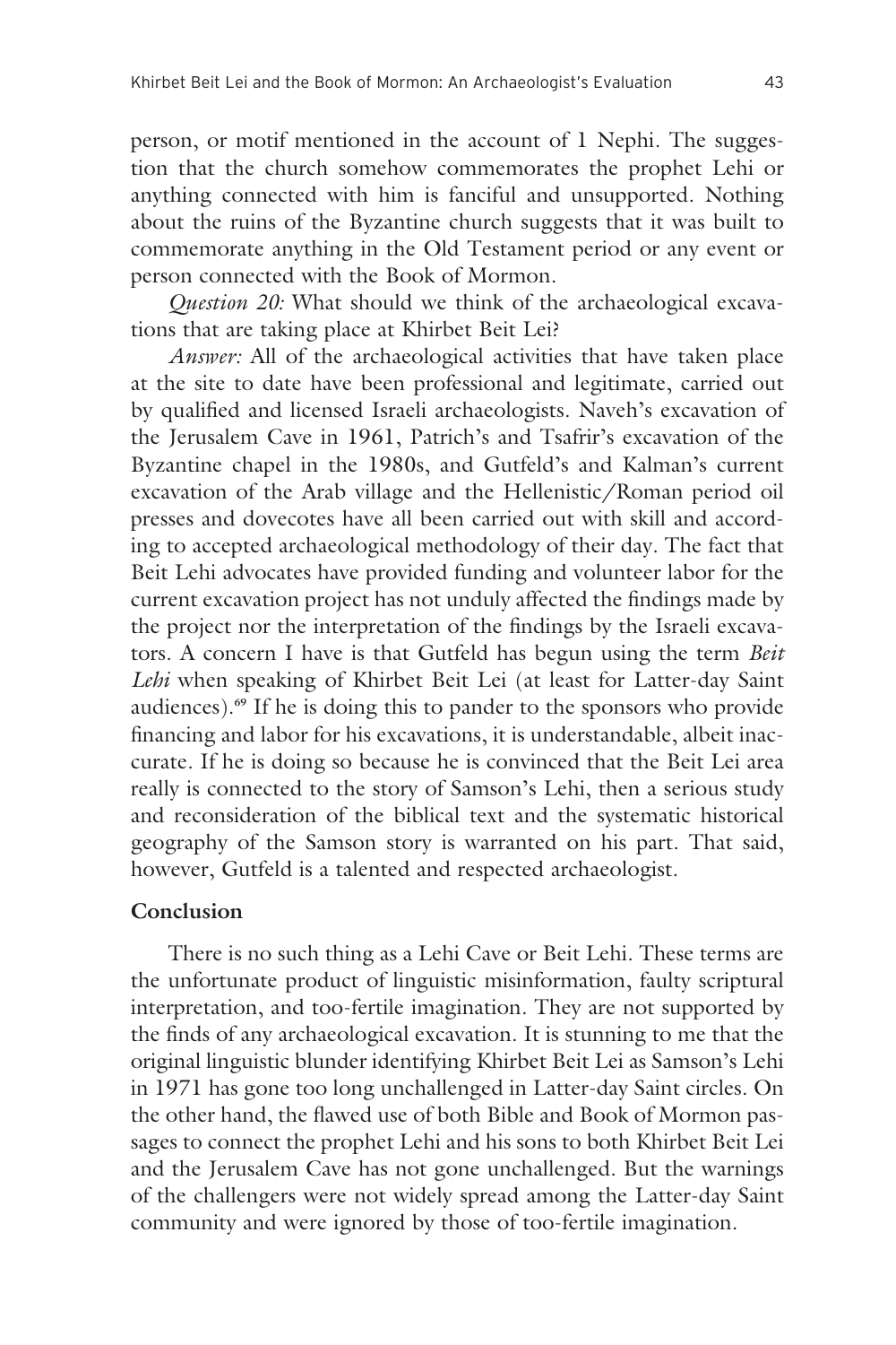person, or motif mentioned in the account of 1 Nephi. The suggestion that the church somehow commemorates the prophet Lehi or anything connected with him is fanciful and unsupported. Nothing about the ruins of the Byzantine church suggests that it was built to commemorate anything in the Old Testament period or any event or person connected with the Book of Mormon.

*Question 20:* What should we think of the archaeological excavations that are taking place at Khirbet Beit Lei?

*Answer:* All of the archaeological activities that have taken place at the site to date have been professional and legitimate, carried out by qualified and licensed Israeli archaeologists. Naveh's excavation of the Jerusalem Cave in 1961, Patrich's and Tsafrir's excavation of the Byzantine chapel in the 1980s, and Gutfeld's and Kalman's current excavation of the Arab village and the Hellenistic/Roman period oil presses and dovecotes have all been carried out with skill and according to accepted archaeological methodology of their day. The fact that Beit Lehi advocates have provided funding and volunteer labor for the current excavation project has not unduly affected the findings made by the project nor the interpretation of the findings by the Israeli excavators. A concern I have is that Gutfeld has begun using the term *Beit Lehi* when speaking of Khirbet Beit Lei (at least for Latter-day Saint audiences).[69] If he is doing this to pander to the sponsors who provide financing and labor for his excavations, it is understandable, albeit inaccurate. If he is doing so because he is convinced that the Beit Lei area really is connected to the story of Samson's Lehi, then a serious study and reconsideration of the biblical text and the systematic historical geography of the Samson story is warranted on his part. That said, however, Gutfeld is a talented and respected archaeologist.

## Conclusion

There is no such thing as a Lehi Cave or Beit Lehi. These terms are the unfortunate product of linguistic misinformation, faulty scriptural interpretation, and too-fertile imagination. They are not supported by the finds of any archaeological excavation. It is stunning to me that the original linguistic blunder identifying Khirbet Beit Lei as Samson's Lehi in 1971 has gone too long unchallenged in Latter-day Saint circles. On the other hand, the flawed use of both Bible and Book of Mormon passages to connect the prophet Lehi and his sons to both Khirbet Beit Lei and the Jerusalem Cave has not gone unchallenged. But the warnings of the challengers were not widely spread among the Latter-day Saint community and were ignored by those of too-fertile imagination.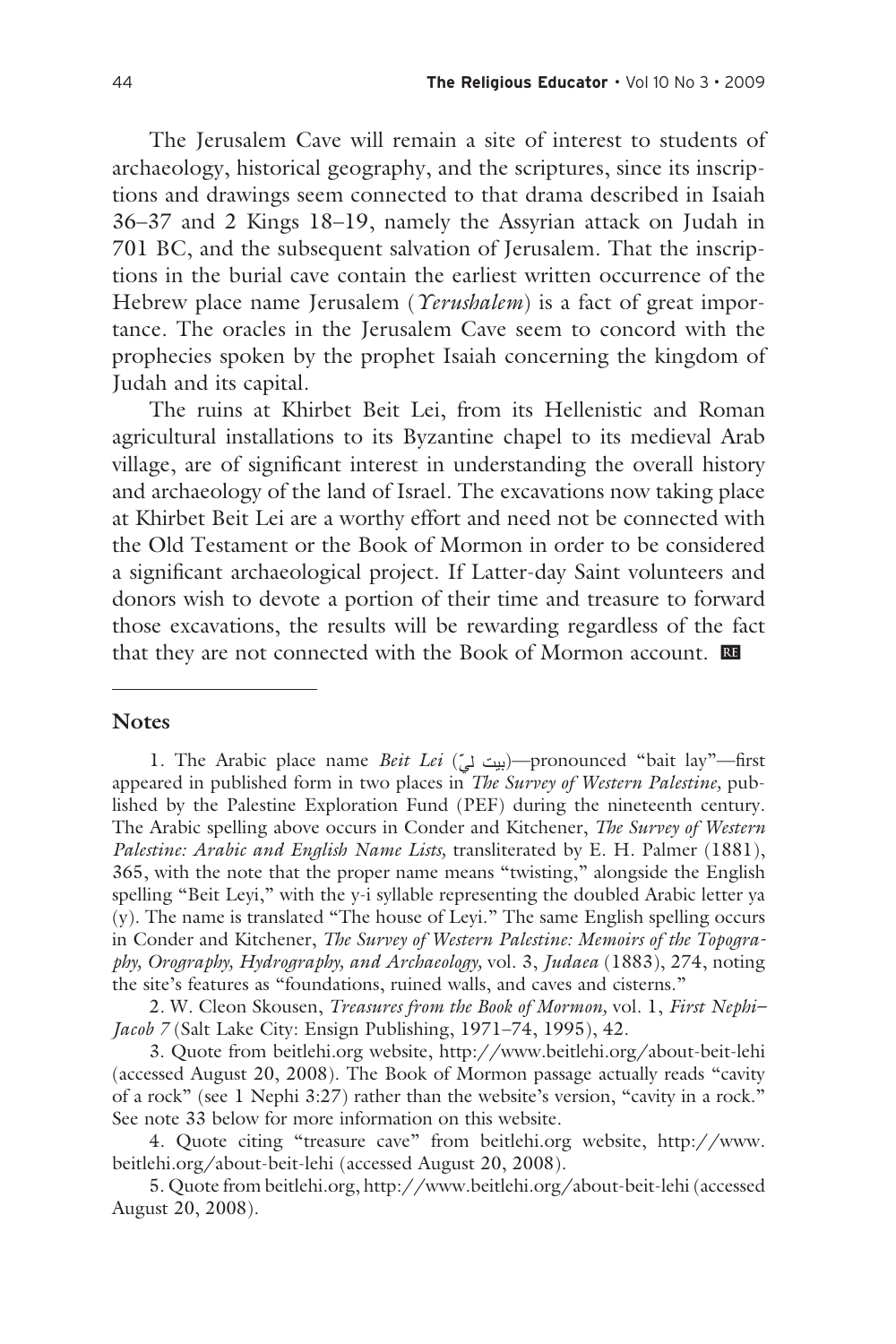The Jerusalem Cave will remain a site of interest to students of archaeology, historical geography, and the scriptures, since its inscriptions and drawings seem connected to that drama described in Isaiah 36–37 and 2 Kings 18–19, namely the Assyrian attack on Judah in 701 BC, and the subsequent salvation of Jerusalem. That the inscriptions in the burial cave contain the earliest written occurrence of the Hebrew place name Jerusalem (*Yerushalem*) is a fact of great importance. The oracles in the Jerusalem Cave seem to concord with the prophecies spoken by the prophet Isaiah concerning the kingdom of Judah and its capital.

The ruins at Khirbet Beit Lei, from its Hellenistic and Roman agricultural installations to its Byzantine chapel to its medieval Arab village, are of significant interest in understanding the overall history and archaeology of the land of Israel. The excavations now taking place at Khirbet Beit Lei are a worthy effort and need not be connected with the Old Testament or the Book of Mormon in order to be considered a significant archaeological project. If Latter-day Saint volunteers and donors wish to devote a portion of their time and treasure to forward those excavations, the results will be rewarding regardless of the fact that they are not connected with the Book of Mormon account.

## Notes

1. The Arabic place name *Beit Lei* (بيت ليّ)—pronounced "bait lay"—first appeared in published form in two places in *The Survey of Western Palestine,* published by the Palestine Exploration Fund (PEF) during the nineteenth century. The Arabic spelling above occurs in Conder and Kitchener, *The Survey of Western Palestine: Arabic and English Name Lists,* transliterated by E. H. Palmer (1881), 365, with the note that the proper name means "twisting," alongside the English spelling "Beit Leyi," with the y-i syllable representing the doubled Arabic letter ya (y). The name is translated "The house of Leyi." The same English spelling occurs in Conder and Kitchener, *The Survey of Western Palestine: Memoirs of the Topography, Orography, Hydrography, and Archaeology,* vol. 3, *Judaea* (1883), 274, noting the site's features as "foundations, ruined walls, and caves and cisterns."

2. W. Cleon Skousen, *Treasures from the Book of Mormon,* vol. 1, *First Nephi–Jacob 7* (Salt Lake City: Ensign Publishing, 1971–74, 1995), 42.

3. Quote from beitlehi.org website, http://www.beitlehi.org/about-beit-lehi (accessed August 20, 2008). The Book of Mormon passage actually reads "cavity of a rock" (see 1 Nephi 3:27) rather than the website's version, "cavity in a rock." See note 33 below for more information on this website.

4. Quote citing "treasure cave" from beitlehi.org website, http://www.beitlehi.org/about-beit-lehi (accessed August 20, 2008).

5. Quote from beitlehi.org, http://www.beitlehi.org/about-beit-lehi (accessed August 20, 2008).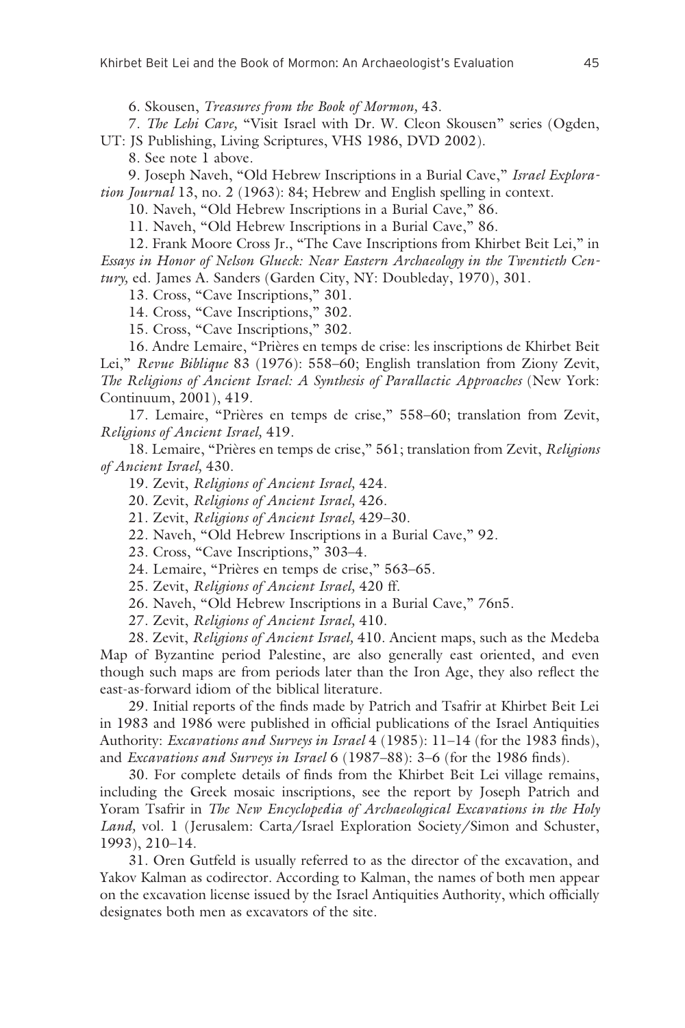6. Skousen, *Treasures from the Book of Mormon,* 43.

7. *The Lehi Cave,* "Visit Israel with Dr. W. Cleon Skousen" series (Ogden, UT: JS Publishing, Living Scriptures, VHS 1986, DVD 2002).

8. See note 1 above.

9. Joseph Naveh, "Old Hebrew Inscriptions in a Burial Cave," *Israel Exploration Journal* 13, no. 2 (1963): 84; Hebrew and English spelling in context.

10. Naveh, "Old Hebrew Inscriptions in a Burial Cave," 86.

11. Naveh, "Old Hebrew Inscriptions in a Burial Cave," 86.

12. Frank Moore Cross Jr., "The Cave Inscriptions from Khirbet Beit Lei," in *Essays in Honor of Nelson Glueck: Near Eastern Archaeology in the Twentieth Century,* ed. James A. Sanders (Garden City, NY: Doubleday, 1970), 301.

13. Cross, "Cave Inscriptions," 301.

14. Cross, "Cave Inscriptions," 302.

15. Cross, "Cave Inscriptions," 302.

16. Andre Lemaire, "Prières en temps de crise: les inscriptions de Khirbet Beit Lei," *Revue Biblique* 83 (1976): 558–60; English translation from Ziony Zevit, *The Religions of Ancient Israel: A Synthesis of Parallactic Approaches* (New York: Continuum, 2001), 419.

17. Lemaire, "Prières en temps de crise," 558–60; translation from Zevit, *Religions of Ancient Israel,* 419.

18. Lemaire, "Prières en temps de crise," 561; translation from Zevit, *Religions of Ancient Israel,* 430.

19. Zevit, *Religions of Ancient Israel,* 424.

20. Zevit, *Religions of Ancient Israel,* 426.

21. Zevit, *Religions of Ancient Israel,* 429–30.

22. Naveh, "Old Hebrew Inscriptions in a Burial Cave," 92.

23. Cross, "Cave Inscriptions," 303–4.

24. Lemaire, "Prières en temps de crise," 563–65.

25. Zevit, *Religions of Ancient Israel,* 420 ff.

26. Naveh, "Old Hebrew Inscriptions in a Burial Cave," 76n5.

27. Zevit, *Religions of Ancient Israel,* 410.

28. Zevit, *Religions of Ancient Israel,* 410. Ancient maps, such as the Medeba Map of Byzantine period Palestine, are also generally east oriented, and even though such maps are from periods later than the Iron Age, they also reflect the east-as-forward idiom of the biblical literature.

29. Initial reports of the finds made by Patrich and Tsafrir at Khirbet Beit Lei in 1983 and 1986 were published in official publications of the Israel Antiquities Authority: *Excavations and Surveys in Israel* 4 (1985): 11–14 (for the 1983 finds), and *Excavations and Surveys in Israel* 6 (1987–88): 3–6 (for the 1986 finds).

30. For complete details of finds from the Khirbet Beit Lei village remains, including the Greek mosaic inscriptions, see the report by Joseph Patrich and Yoram Tsafrir in *The New Encyclopedia of Archaeological Excavations in the Holy Land,* vol. 1 (Jerusalem: Carta/Israel Exploration Society/Simon and Schuster, 1993), 210–14.

31. Oren Gutfeld is usually referred to as the director of the excavation, and Yakov Kalman as codirector. According to Kalman, the names of both men appear on the excavation license issued by the Israel Antiquities Authority, which officially designates both men as excavators of the site.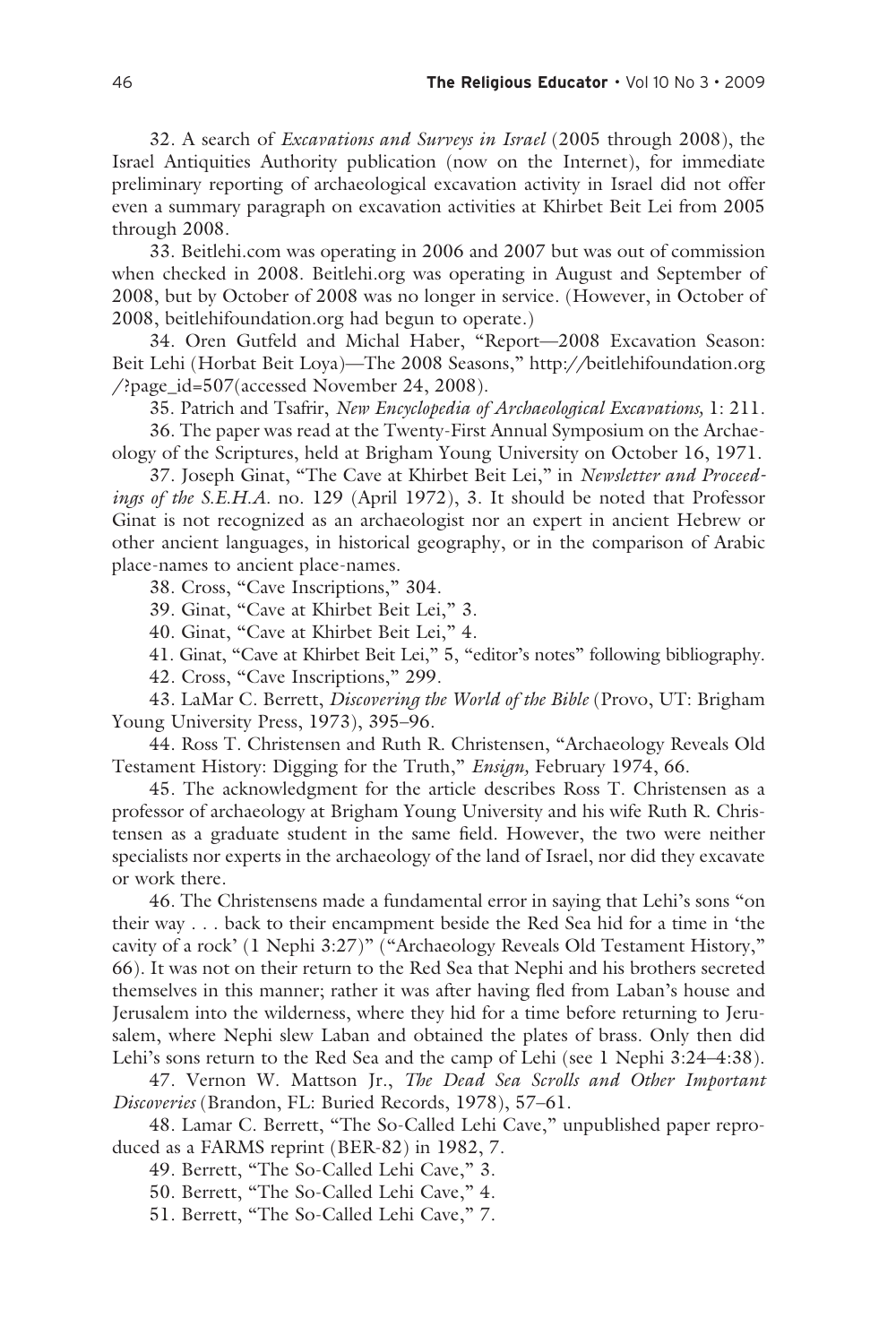32. A search of *Excavations and Surveys in Israel* (2005 through 2008), the Israel Antiquities Authority publication (now on the Internet), for immediate preliminary reporting of archaeological excavation activity in Israel did not offer even a summary paragraph on excavation activities at Khirbet Beit Lei from 2005 through 2008.

33. Beitlehi.com was operating in 2006 and 2007 but was out of commission when checked in 2008. Beitlehi.org was operating in August and September of 2008, but by October of 2008 was no longer in service. (However, in October of 2008, beitlehifoundation.org had begun to operate.)

34. Oren Gutfeld and Michal Haber, "Report—2008 Excavation Season: Beit Lehi (Horbat Beit Loya)—The 2008 Seasons," http://beitlehifoundation.org/?page_id=507(accessed November 24, 2008).

35. Patrich and Tsafrir, *New Encyclopedia of Archaeological Excavations,* 1: 211.

36. The paper was read at the Twenty-First Annual Symposium on the Archaeology of the Scriptures, held at Brigham Young University on October 16, 1971.

37. Joseph Ginat, "The Cave at Khirbet Beit Lei," in *Newsletter and Proceedings of the S.E.H.A.* no. 129 (April 1972), 3. It should be noted that Professor Ginat is not recognized as an archaeologist nor an expert in ancient Hebrew or other ancient languages, in historical geography, or in the comparison of Arabic place-names to ancient place-names.

38. Cross, "Cave Inscriptions," 304.

39. Ginat, "Cave at Khirbet Beit Lei," 3.

40. Ginat, "Cave at Khirbet Beit Lei," 4.

41. Ginat, "Cave at Khirbet Beit Lei," 5, "editor's notes" following bibliography.

42. Cross, "Cave Inscriptions," 299.

43. LaMar C. Berrett, *Discovering the World of the Bible* (Provo, UT: Brigham Young University Press, 1973), 395–96.

44. Ross T. Christensen and Ruth R. Christensen, "Archaeology Reveals Old Testament History: Digging for the Truth," *Ensign,* February 1974, 66.

45. The acknowledgment for the article describes Ross T. Christensen as a professor of archaeology at Brigham Young University and his wife Ruth R. Christensen as a graduate student in the same field. However, the two were neither specialists nor experts in the archaeology of the land of Israel, nor did they excavate or work there.

46. The Christensens made a fundamental error in saying that Lehi's sons "on their way . . . back to their encampment beside the Red Sea hid for a time in 'the cavity of a rock' (1 Nephi 3:27)" ("Archaeology Reveals Old Testament History," 66). It was not on their return to the Red Sea that Nephi and his brothers secreted themselves in this manner; rather it was after having fled from Laban's house and Jerusalem into the wilderness, where they hid for a time before returning to Jerusalem, where Nephi slew Laban and obtained the plates of brass. Only then did Lehi's sons return to the Red Sea and the camp of Lehi (see 1 Nephi 3:24–4:38).

47. Vernon W. Mattson Jr., *The Dead Sea Scrolls and Other Important Discoveries* (Brandon, FL: Buried Records, 1978), 57–61.

48. Lamar C. Berrett, "The So-Called Lehi Cave," unpublished paper reproduced as a FARMS reprint (BER-82) in 1982, 7.

49. Berrett, "The So-Called Lehi Cave," 3.

50. Berrett, "The So-Called Lehi Cave," 4.

51. Berrett, "The So-Called Lehi Cave," 7.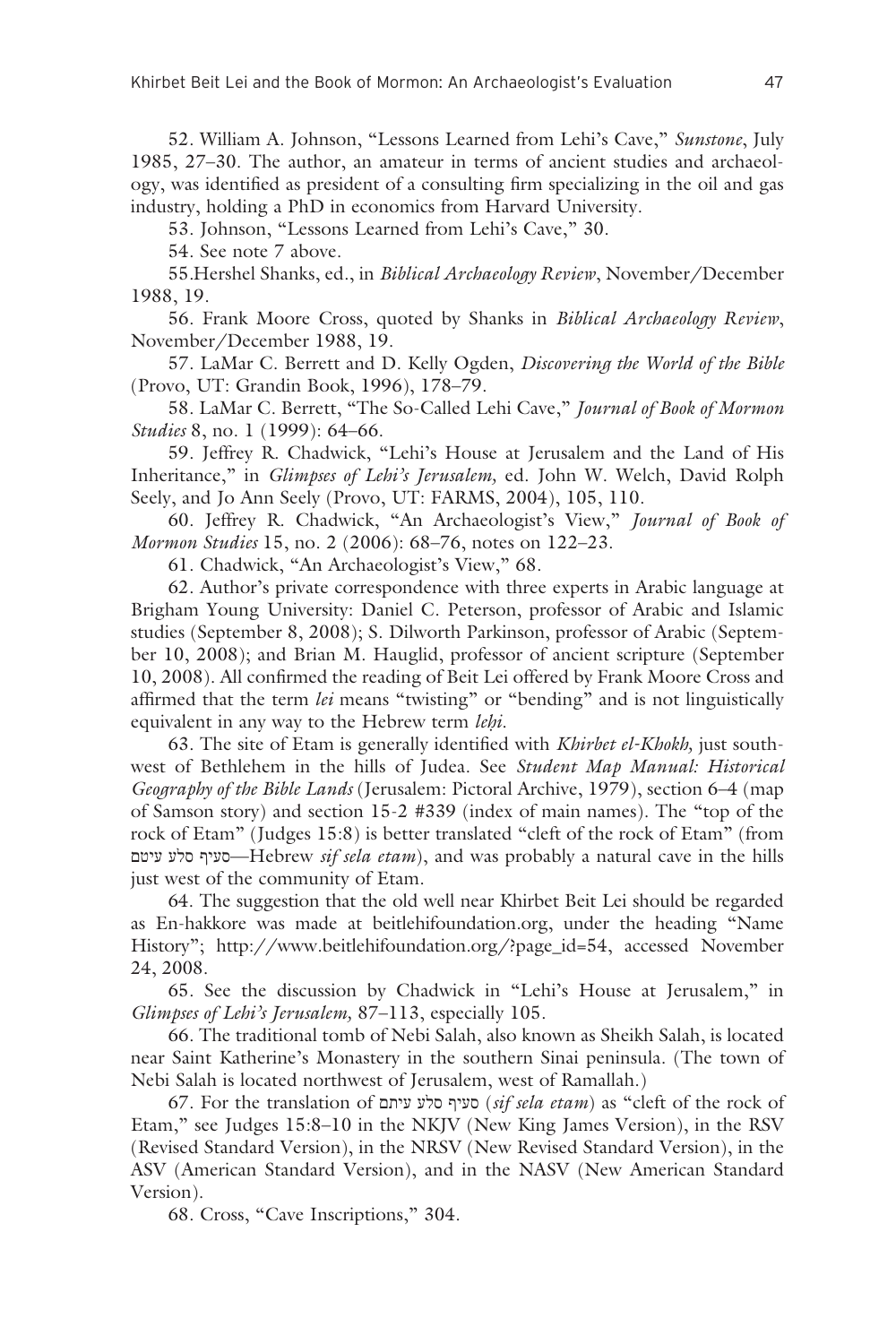52. William A. Johnson, "Lessons Learned from Lehi's Cave," *Sunstone*, July 1985, 27–30. The author, an amateur in terms of ancient studies and archaeology, was identified as president of a consulting firm specializing in the oil and gas industry, holding a PhD in economics from Harvard University.

53. Johnson, "Lessons Learned from Lehi's Cave," 30.

54. See note 7 above.

55.Hershel Shanks, ed., in *Biblical Archaeology Review*, November/December 1988, 19.

56. Frank Moore Cross, quoted by Shanks in *Biblical Archaeology Review*, November/December 1988, 19.

57. LaMar C. Berrett and D. Kelly Ogden, *Discovering the World of the Bible* (Provo, UT: Grandin Book, 1996), 178–79.

58. LaMar C. Berrett, "The So-Called Lehi Cave," *Journal of Book of Mormon Studies* 8, no. 1 (1999): 64–66.

59. Jeffrey R. Chadwick, "Lehi's House at Jerusalem and the Land of His Inheritance," in *Glimpses of Lehi's Jerusalem,* ed. John W. Welch, David Rolph Seely, and Jo Ann Seely (Provo, UT: FARMS, 2004), 105, 110.

60. Jeffrey R. Chadwick, "An Archaeologist's View," *Journal of Book of Mormon Studies* 15, no. 2 (2006): 68–76, notes on 122–23.

61. Chadwick, "An Archaeologist's View," 68.

62. Author's private correspondence with three experts in Arabic language at Brigham Young University: Daniel C. Peterson, professor of Arabic and Islamic studies (September 8, 2008); S. Dilworth Parkinson, professor of Arabic (September 10, 2008); and Brian M. Hauglid, professor of ancient scripture (September 10, 2008). All confirmed the reading of Beit Lei offered by Frank Moore Cross and affirmed that the term *lei* means "twisting" or "bending" and is not linguistically equivalent in any way to the Hebrew term *leḥi*.

63. The site of Etam is generally identified with *Khirbet el-Khokh,* just southwest of Bethlehem in the hills of Judea. See *Student Map Manual: Historical Geography of the Bible Lands* (Jerusalem: Pictoral Archive, 1979), section 6–4 (map of Samson story) and section 15-2 #339 (index of main names). The "top of the rock of Etam" (Judges 15:8) is better translated "cleft of the rock of Etam" (from סעיף סלע עיטם—Hebrew *sif sela etam*), and was probably a natural cave in the hills just west of the community of Etam.

64. The suggestion that the old well near Khirbet Beit Lei should be regarded as En-hakkore was made at beitlehifoundation.org, under the heading "Name History"; http://www.beitlehifoundation.org/?page_id=54, accessed November 24, 2008.

65. See the discussion by Chadwick in "Lehi's House at Jerusalem," in *Glimpses of Lehi's Jerusalem,* 87–113, especially 105.

66. The traditional tomb of Nebi Salah, also known as Sheikh Salah, is located near Saint Katherine's Monastery in the southern Sinai peninsula. (The town of Nebi Salah is located northwest of Jerusalem, west of Ramallah.)

67. For the translation of סעיף סלע עיתם (*sif sela etam*) as "cleft of the rock of Etam," see Judges 15:8–10 in the NKJV (New King James Version), in the RSV (Revised Standard Version), in the NRSV (New Revised Standard Version), in the ASV (American Standard Version), and in the NASV (New American Standard Version).

68. Cross, "Cave Inscriptions," 304.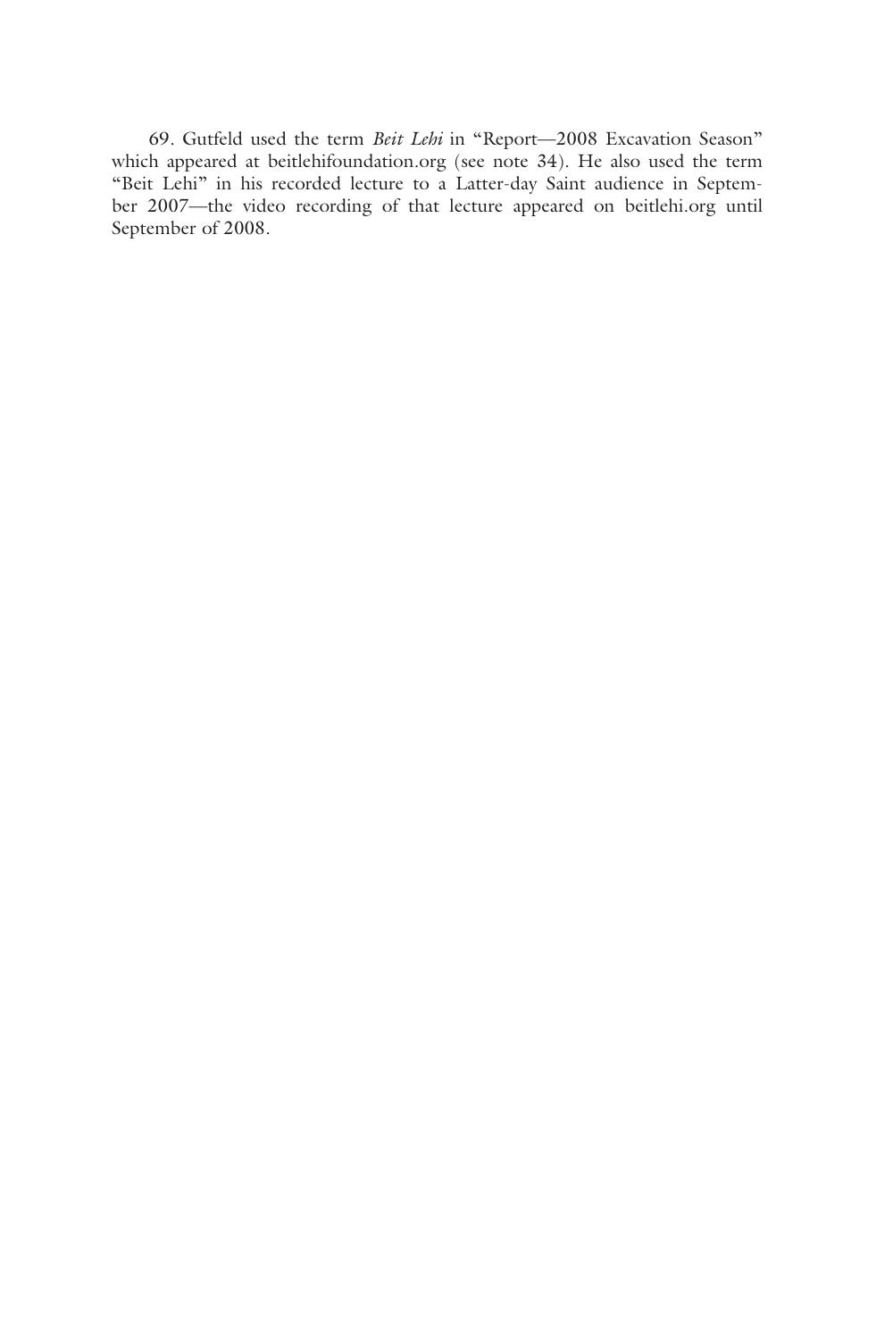69. Gutfeld used the term *Beit Lehi* in "Report—2008 Excavation Season" which appeared at beitlehifoundation.org (see note 34). He also used the term "Beit Lehi" in his recorded lecture to a Latter-day Saint audience in September 2007—the video recording of that lecture appeared on beitlehi.org until September of 2008.